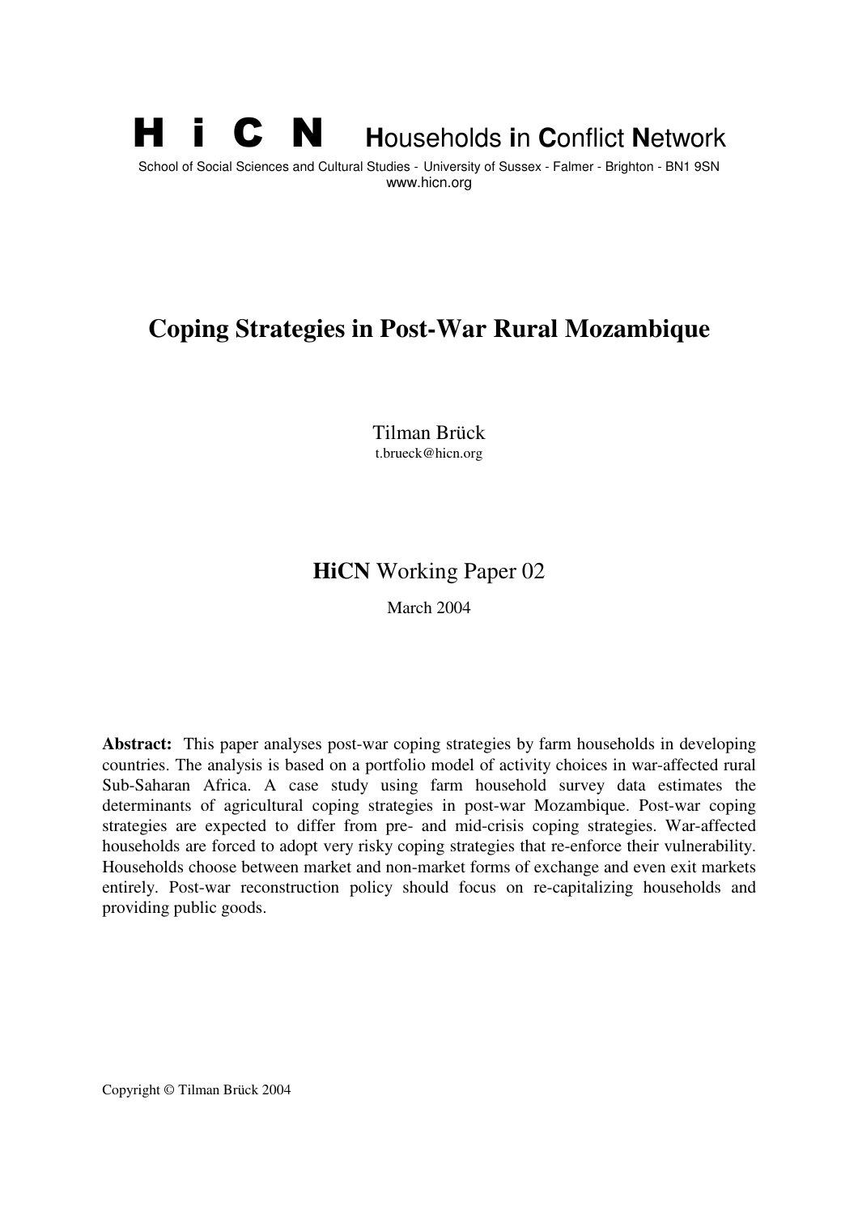**H i C N** **H**ouseholds **i**n **C**onflict **N**etwork

School of Social Sciences and Cultural Studies - University of Sussex - Falmer - Brighton - BN1 9SN
www.hicn.org

# Coping Strategies in Post-War Rural Mozambique

Tilman Brück
t.brueck@hicn.org

**HiCN** Working Paper 02

March 2004

**Abstract:** This paper analyses post-war coping strategies by farm households in developing countries. The analysis is based on a portfolio model of activity choices in war-affected rural Sub-Saharan Africa. A case study using farm household survey data estimates the determinants of agricultural coping strategies in post-war Mozambique. Post-war coping strategies are expected to differ from pre- and mid-crisis coping strategies. War-affected households are forced to adopt very risky coping strategies that re-enforce their vulnerability. Households choose between market and non-market forms of exchange and even exit markets entirely. Post-war reconstruction policy should focus on re-capitalizing households and providing public goods.

Copyright © Tilman Brück 2004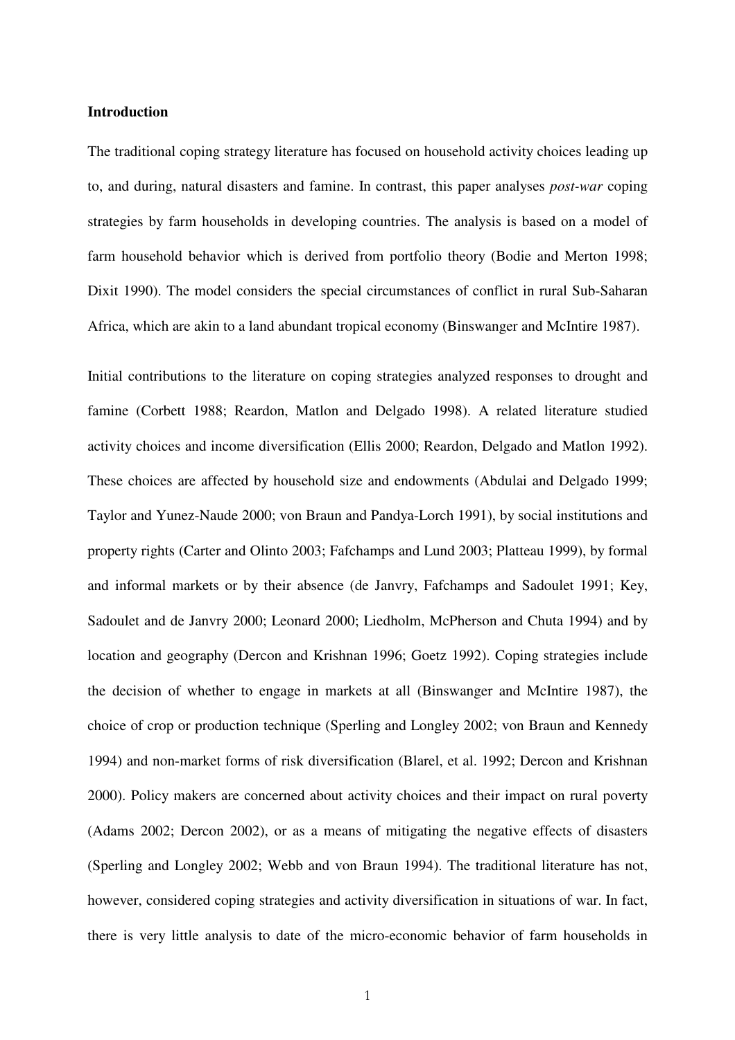## Introduction

The traditional coping strategy literature has focused on household activity choices leading up to, and during, natural disasters and famine. In contrast, this paper analyses *post-war* coping strategies by farm households in developing countries. The analysis is based on a model of farm household behavior which is derived from portfolio theory (Bodie and Merton 1998; Dixit 1990). The model considers the special circumstances of conflict in rural Sub-Saharan Africa, which are akin to a land abundant tropical economy (Binswanger and McIntire 1987).

Initial contributions to the literature on coping strategies analyzed responses to drought and famine (Corbett 1988; Reardon, Matlon and Delgado 1998). A related literature studied activity choices and income diversification (Ellis 2000; Reardon, Delgado and Matlon 1992). These choices are affected by household size and endowments (Abdulai and Delgado 1999; Taylor and Yunez-Naude 2000; von Braun and Pandya-Lorch 1991), by social institutions and property rights (Carter and Olinto 2003; Fafchamps and Lund 2003; Platteau 1999), by formal and informal markets or by their absence (de Janvry, Fafchamps and Sadoulet 1991; Key, Sadoulet and de Janvry 2000; Leonard 2000; Liedholm, McPherson and Chuta 1994) and by location and geography (Dercon and Krishnan 1996; Goetz 1992). Coping strategies include the decision of whether to engage in markets at all (Binswanger and McIntire 1987), the choice of crop or production technique (Sperling and Longley 2002; von Braun and Kennedy 1994) and non-market forms of risk diversification (Blarel, et al. 1992; Dercon and Krishnan 2000). Policy makers are concerned about activity choices and their impact on rural poverty (Adams 2002; Dercon 2002), or as a means of mitigating the negative effects of disasters (Sperling and Longley 2002; Webb and von Braun 1994). The traditional literature has not, however, considered coping strategies and activity diversification in situations of war. In fact, there is very little analysis to date of the micro-economic behavior of farm households in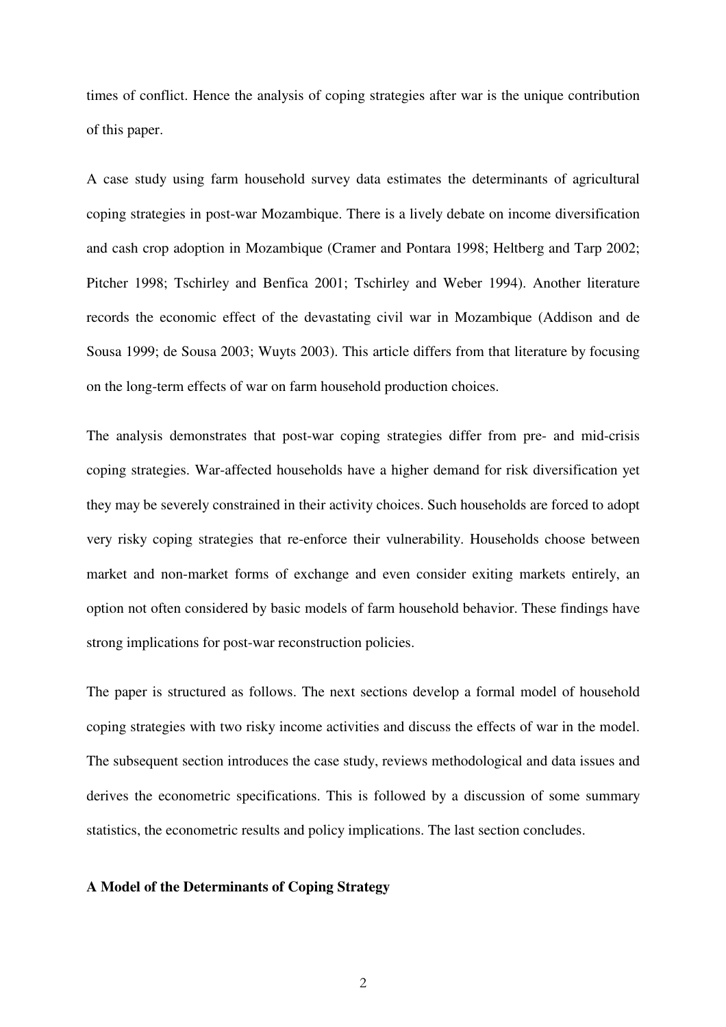times of conflict. Hence the analysis of coping strategies after war is the unique contribution of this paper.

A case study using farm household survey data estimates the determinants of agricultural coping strategies in post-war Mozambique. There is a lively debate on income diversification and cash crop adoption in Mozambique (Cramer and Pontara 1998; Heltberg and Tarp 2002; Pitcher 1998; Tschirley and Benfica 2001; Tschirley and Weber 1994). Another literature records the economic effect of the devastating civil war in Mozambique (Addison and de Sousa 1999; de Sousa 2003; Wuyts 2003). This article differs from that literature by focusing on the long-term effects of war on farm household production choices.

The analysis demonstrates that post-war coping strategies differ from pre- and mid-crisis coping strategies. War-affected households have a higher demand for risk diversification yet they may be severely constrained in their activity choices. Such households are forced to adopt very risky coping strategies that re-enforce their vulnerability. Households choose between market and non-market forms of exchange and even consider exiting markets entirely, an option not often considered by basic models of farm household behavior. These findings have strong implications for post-war reconstruction policies.

The paper is structured as follows. The next sections develop a formal model of household coping strategies with two risky income activities and discuss the effects of war in the model. The subsequent section introduces the case study, reviews methodological and data issues and derives the econometric specifications. This is followed by a discussion of some summary statistics, the econometric results and policy implications. The last section concludes.

## A Model of the Determinants of Coping Strategy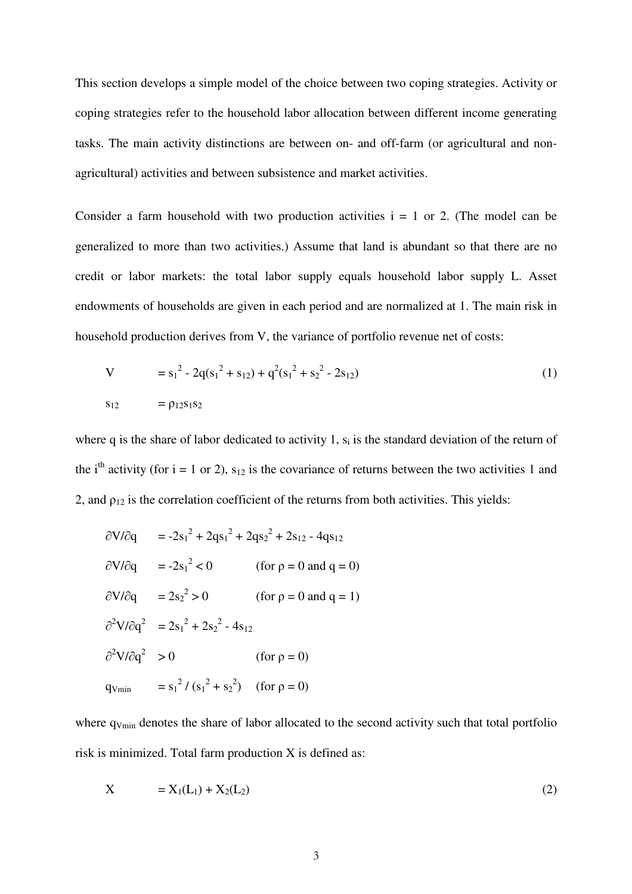This section develops a simple model of the choice between two coping strategies. Activity or coping strategies refer to the household labor allocation between different income generating tasks. The main activity distinctions are between on- and off-farm (or agricultural and non-agricultural) activities and between subsistence and market activities.

Consider a farm household with two production activities i = 1 or 2. (The model can be generalized to more than two activities.) Assume that land is abundant so that there are no credit or labor markets: the total labor supply equals household labor supply L. Asset endowments of households are given in each period and are normalized at 1. The main risk in household production derives from V, the variance of portfolio revenue net of costs:

$$V = s_1^2 - 2q(s_1^2 + s_{12}) + q^2(s_1^2 + s_2^2 - 2s_{12}) \quad (1)$$

$$s_{12} = \rho_{12}s_1s_2$$

where q is the share of labor dedicated to activity 1, $s_i$ is the standard deviation of the return of the $i^{th}$ activity (for i = 1 or 2), $s_{12}$ is the covariance of returns between the two activities 1 and 2, and $\rho_{12}$ is the correlation coefficient of the returns from both activities. This yields:

$$\partial V/\partial q = -2s_1^2 + 2qs_1^2 + 2qs_2^2 + 2s_{12} - 4qs_{12}$$

$$\partial V/\partial q = -2s_1^2 < 0 \qquad \text{(for } \rho = 0 \text{ and } q = 0\text{)}$$

$$\partial V/\partial q = 2s_2^2 > 0 \qquad \text{(for } \rho = 0 \text{ and } q = 1\text{)}$$

$$\partial^2 V/\partial q^2 = 2s_1^2 + 2s_2^2 - 4s_{12}$$

$$\partial^2 V/\partial q^2 > 0 \qquad \text{(for } \rho = 0\text{)}$$

$$q_{Vmin} = s_1^2 / (s_1^2 + s_2^2) \qquad \text{(for } \rho = 0\text{)}$$

where $q_{Vmin}$ denotes the share of labor allocated to the second activity such that total portfolio risk is minimized. Total farm production X is defined as:

$$X = X_1(L_1) + X_2(L_2) \quad (2)$$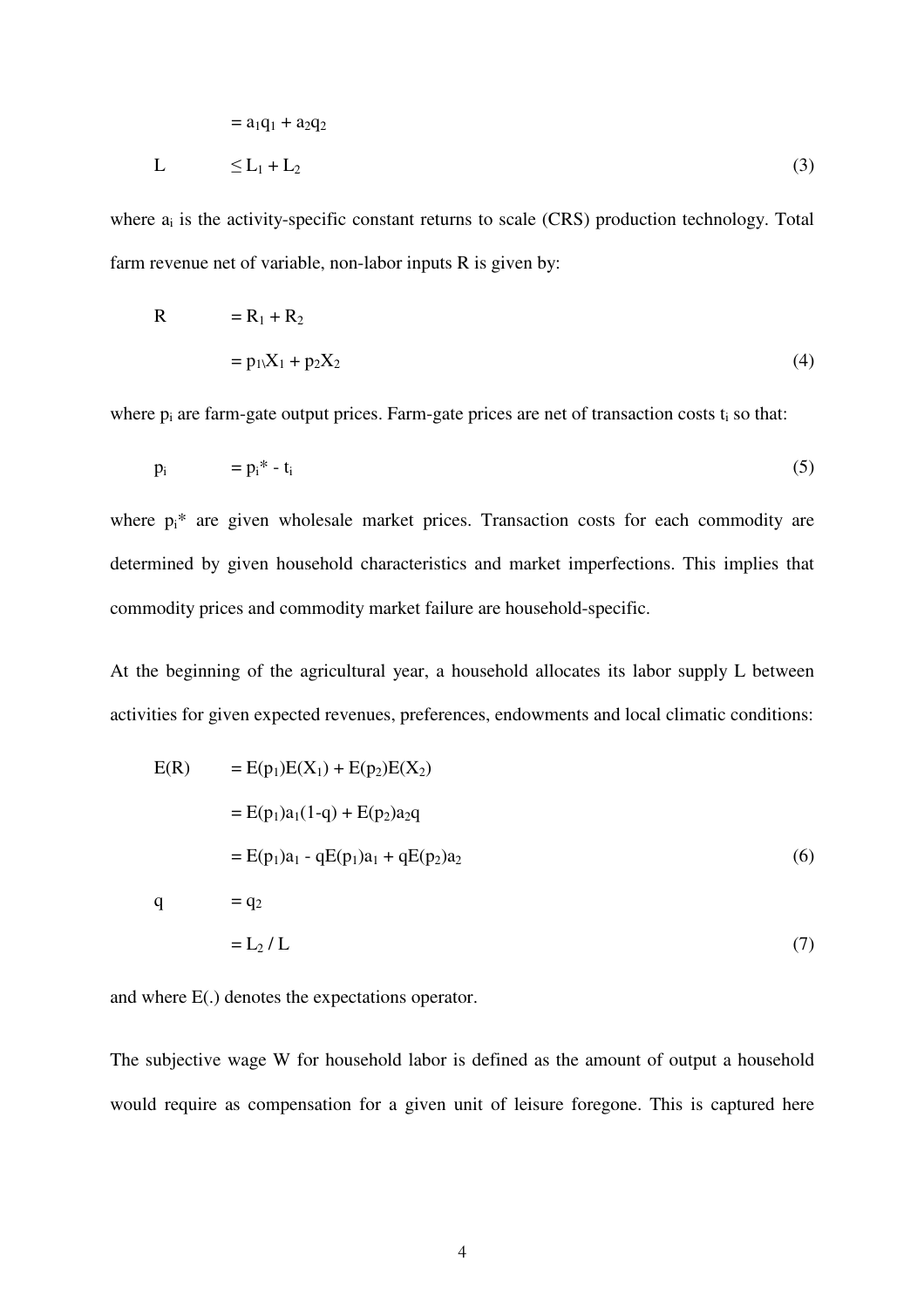$$= a_1q_1 + a_2q_2$$

$$L \leq L_1 + L_2 \quad (3)$$

where $a_i$ is the activity-specific constant returns to scale (CRS) production technology. Total farm revenue net of variable, non-labor inputs R is given by:

$$\begin{aligned} R &= R_1 + R_2 \\ &= p_1 X_1 + p_2 X_2 \end{aligned} \quad (4)$$

where $p_i$ are farm-gate output prices. Farm-gate prices are net of transaction costs $t_i$ so that:

$$p_i = p_i^* - t_i \quad (5)$$

where $p_i^*$ are given wholesale market prices. Transaction costs for each commodity are determined by given household characteristics and market imperfections. This implies that commodity prices and commodity market failure are household-specific.

At the beginning of the agricultural year, a household allocates its labor supply L between activities for given expected revenues, preferences, endowments and local climatic conditions:

$$\begin{aligned} E(R) &= E(p_1)E(X_1) + E(p_2)E(X_2) \\ &= E(p_1)a_1(1-q) + E(p_2)a_2q \\ &= E(p_1)a_1 - qE(p_1)a_1 + qE(p_2)a_2 \end{aligned} \quad (6)$$

$$\begin{aligned} q &= q_2 \\ &= L_2 / L \end{aligned} \quad (7)$$

and where E(.) denotes the expectations operator.

The subjective wage W for household labor is defined as the amount of output a household would require as compensation for a given unit of leisure foregone. This is captured here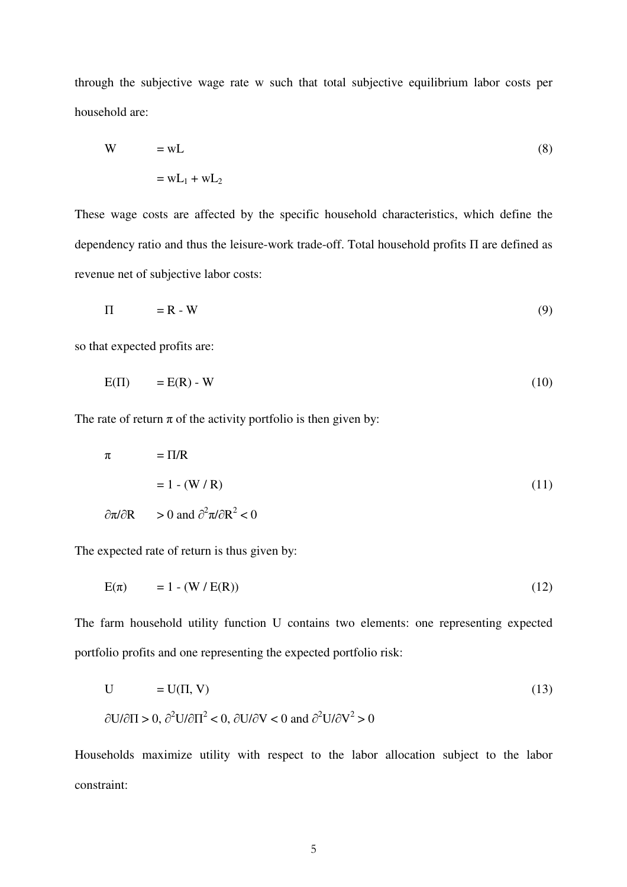through the subjective wage rate w such that total subjective equilibrium labor costs per household are:

$$
\begin{aligned}
W &= wL \\
&= wL_1 + wL_2
\end{aligned}
\tag{8}
$$

These wage costs are affected by the specific household characteristics, which define the dependency ratio and thus the leisure-work trade-off. Total household profits $\Pi$ are defined as revenue net of subjective labor costs:

$$
\Pi = R - W \tag{9}
$$

so that expected profits are:

$$
E(\Pi) = E(R) - W \tag{10}
$$

The rate of return $\pi$ of the activity portfolio is then given by:

$$
\begin{aligned}
\pi &= \Pi/R \\
&= 1 - (W / R) \qquad (11) \\
\partial\pi/\partial R &> 0 \text{ and } \partial^2\pi/\partial R^2 < 0
\end{aligned}
$$

The expected rate of return is thus given by:

$$
E(\pi) = 1 - (W / E(R)) \tag{12}
$$

The farm household utility function U contains two elements: one representing expected portfolio profits and one representing the expected portfolio risk:

$$
U = U(\Pi, V) \tag{13}
$$

$$
\partial U/\partial\Pi > 0,\ \partial^2U/\partial\Pi^2 < 0,\ \partial U/\partial V < 0 \text{ and } \partial^2U/\partial V^2 > 0
$$

Households maximize utility with respect to the labor allocation subject to the labor constraint: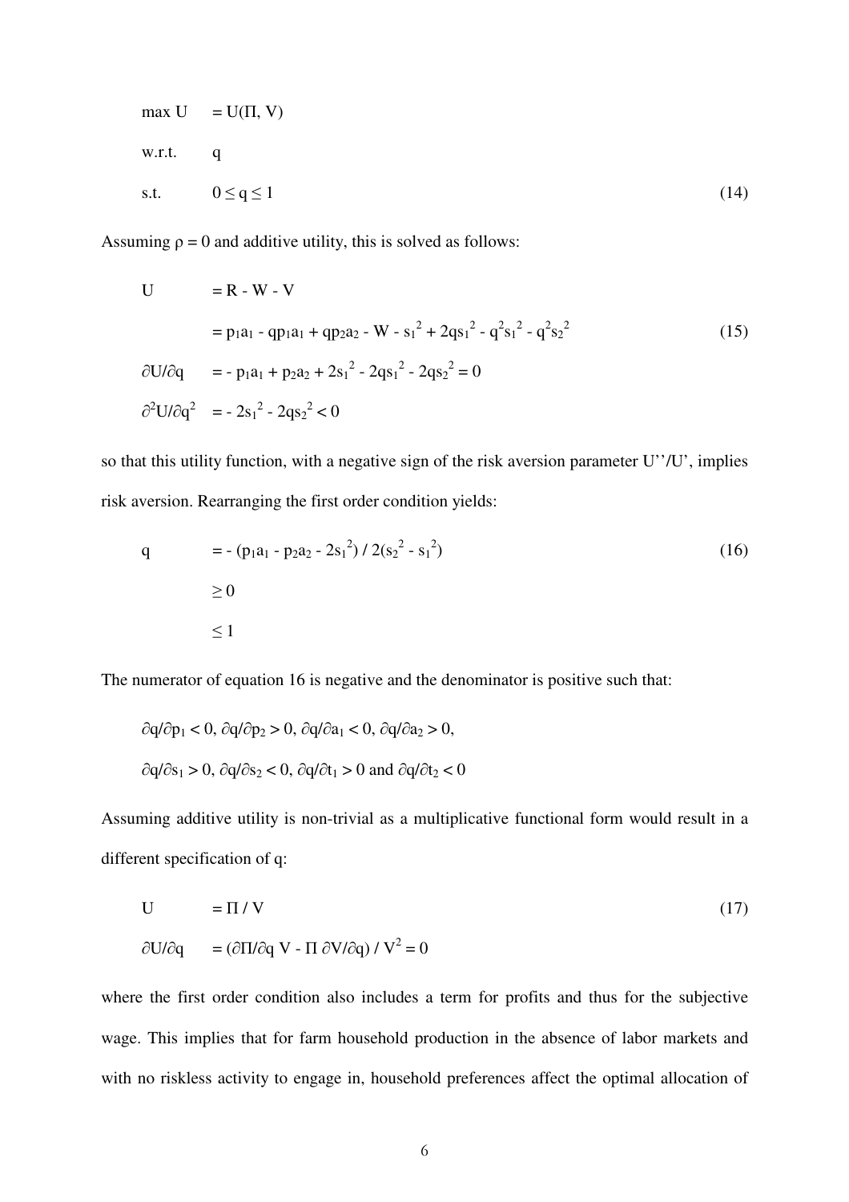$$
\begin{aligned}
\max U \quad & = U(\Pi, V) \\
\text{w.r.t.} \quad & q \\
\text{s.t.} \quad & 0 \leq q \leq 1
\end{aligned} \tag{14}
$$

Assuming $\rho = 0$ and additive utility, this is solved as follows:

$$
\begin{aligned}
U \quad & = R - W - V \\
& = p_1a_1 - qp_1a_1 + qp_2a_2 - W - s_1^2 + 2qs_1^2 - q^2s_1^2 - q^2s_2^2 \qquad (15) \\
\partial U/\partial q \quad & = - p_1a_1 + p_2a_2 + 2s_1^2 - 2qs_1^2 - 2qs_2^2 = 0 \\
\partial^2 U/\partial q^2 \quad & = - 2s_1^2 - 2qs_2^2 < 0
\end{aligned}
$$

so that this utility function, with a negative sign of the risk aversion parameter U''/U', implies risk aversion. Rearranging the first order condition yields:

$$
\begin{aligned}
q \quad & = - (p_1a_1 - p_2a_2 - 2s_1^2) / 2(s_2^2 - s_1^2) \qquad (16) \\
& \geq 0 \\
& \leq 1
\end{aligned}
$$

The numerator of equation 16 is negative and the denominator is positive such that:

$\partial q/\partial p_1 < 0$, $\partial q/\partial p_2 > 0$, $\partial q/\partial a_1 < 0$, $\partial q/\partial a_2 > 0$,

$\partial q/\partial s_1 > 0$, $\partial q/\partial s_2 < 0$, $\partial q/\partial t_1 > 0$ and $\partial q/\partial t_2 < 0$

Assuming additive utility is non-trivial as a multiplicative functional form would result in a different specification of q:

$$
\begin{aligned}
U \quad & = \Pi / V \qquad (17) \\
\partial U/\partial q \quad & = (\partial \Pi/\partial q \; V - \Pi \; \partial V/\partial q) / V^2 = 0
\end{aligned}
$$

where the first order condition also includes a term for profits and thus for the subjective wage. This implies that for farm household production in the absence of labor markets and with no riskless activity to engage in, household preferences affect the optimal allocation of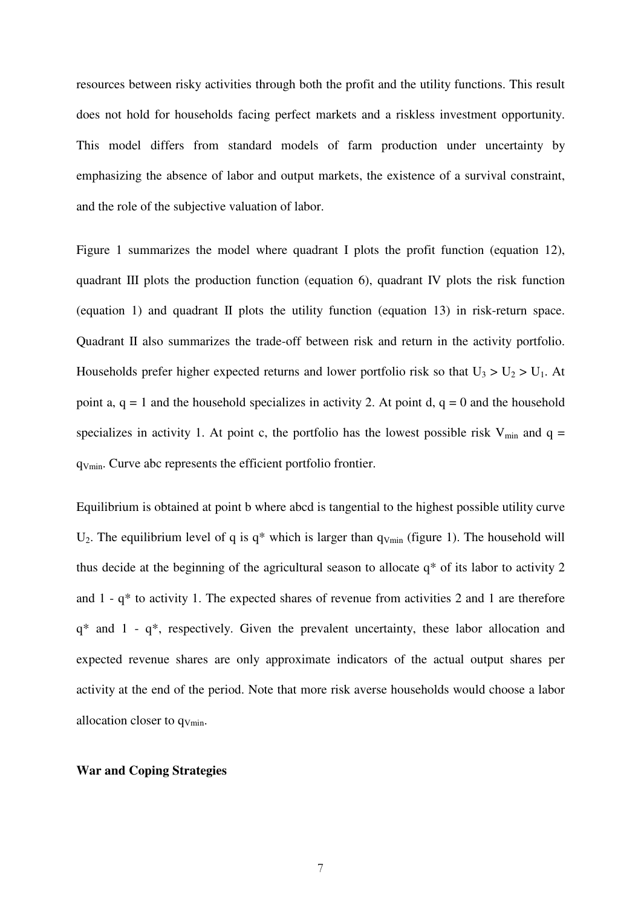resources between risky activities through both the profit and the utility functions. This result does not hold for households facing perfect markets and a riskless investment opportunity. This model differs from standard models of farm production under uncertainty by emphasizing the absence of labor and output markets, the existence of a survival constraint, and the role of the subjective valuation of labor.

Figure 1 summarizes the model where quadrant I plots the profit function (equation 12), quadrant III plots the production function (equation 6), quadrant IV plots the risk function (equation 1) and quadrant II plots the utility function (equation 13) in risk-return space. Quadrant II also summarizes the trade-off between risk and return in the activity portfolio. Households prefer higher expected returns and lower portfolio risk so that $U_3 > U_2 > U_1$. At point a, q = 1 and the household specializes in activity 2. At point d, q = 0 and the household specializes in activity 1. At point c, the portfolio has the lowest possible risk $V_{min}$ and $q = q_{Vmin}$. Curve abc represents the efficient portfolio frontier.

Equilibrium is obtained at point b where abcd is tangential to the highest possible utility curve $U_2$. The equilibrium level of q is q* which is larger than $q_{Vmin}$ (figure 1). The household will thus decide at the beginning of the agricultural season to allocate q* of its labor to activity 2 and 1 - q* to activity 1. The expected shares of revenue from activities 2 and 1 are therefore q* and 1 - q*, respectively. Given the prevalent uncertainty, these labor allocation and expected revenue shares are only approximate indicators of the actual output shares per activity at the end of the period. Note that more risk averse households would choose a labor allocation closer to $q_{Vmin}$.

**War and Coping Strategies**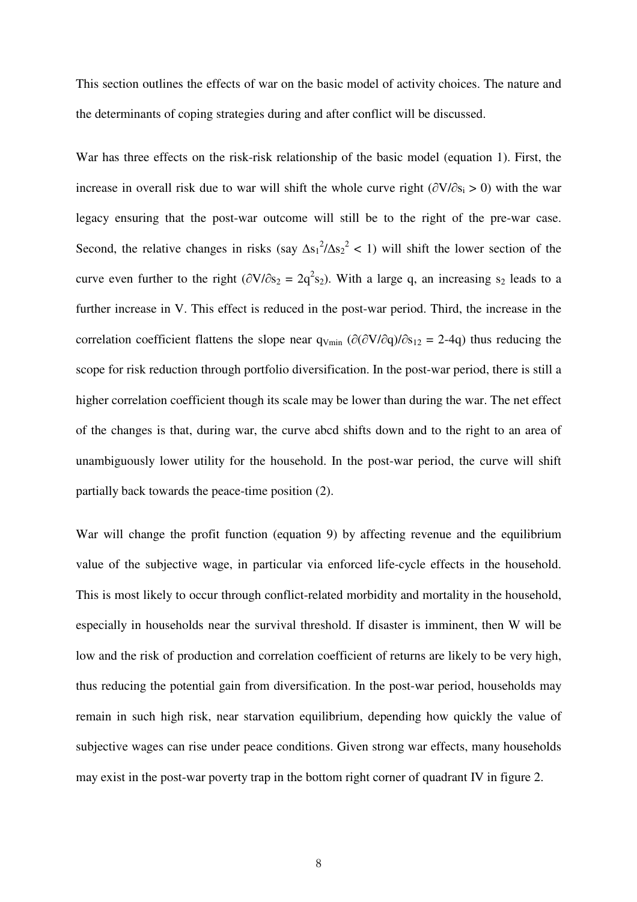This section outlines the effects of war on the basic model of activity choices. The nature and the determinants of coping strategies during and after conflict will be discussed.

War has three effects on the risk-risk relationship of the basic model (equation 1). First, the increase in overall risk due to war will shift the whole curve right ($\partial V/\partial s_i > 0$) with the war legacy ensuring that the post-war outcome will still be to the right of the pre-war case. Second, the relative changes in risks (say $\Delta s_1^2/\Delta s_2^2 < 1$) will shift the lower section of the curve even further to the right ($\partial V/\partial s_2 = 2q^2 s_2$). With a large q, an increasing $s_2$ leads to a further increase in V. This effect is reduced in the post-war period. Third, the increase in the correlation coefficient flattens the slope near $q_{Vmin}$ ($\partial(\partial V/\partial q)/\partial s_{12} = 2\text{-}4q$) thus reducing the scope for risk reduction through portfolio diversification. In the post-war period, there is still a higher correlation coefficient though its scale may be lower than during the war. The net effect of the changes is that, during war, the curve abcd shifts down and to the right to an area of unambiguously lower utility for the household. In the post-war period, the curve will shift partially back towards the peace-time position (2).

War will change the profit function (equation 9) by affecting revenue and the equilibrium value of the subjective wage, in particular via enforced life-cycle effects in the household. This is most likely to occur through conflict-related morbidity and mortality in the household, especially in households near the survival threshold. If disaster is imminent, then W will be low and the risk of production and correlation coefficient of returns are likely to be very high, thus reducing the potential gain from diversification. In the post-war period, households may remain in such high risk, near starvation equilibrium, depending how quickly the value of subjective wages can rise under peace conditions. Given strong war effects, many households may exist in the post-war poverty trap in the bottom right corner of quadrant IV in figure 2.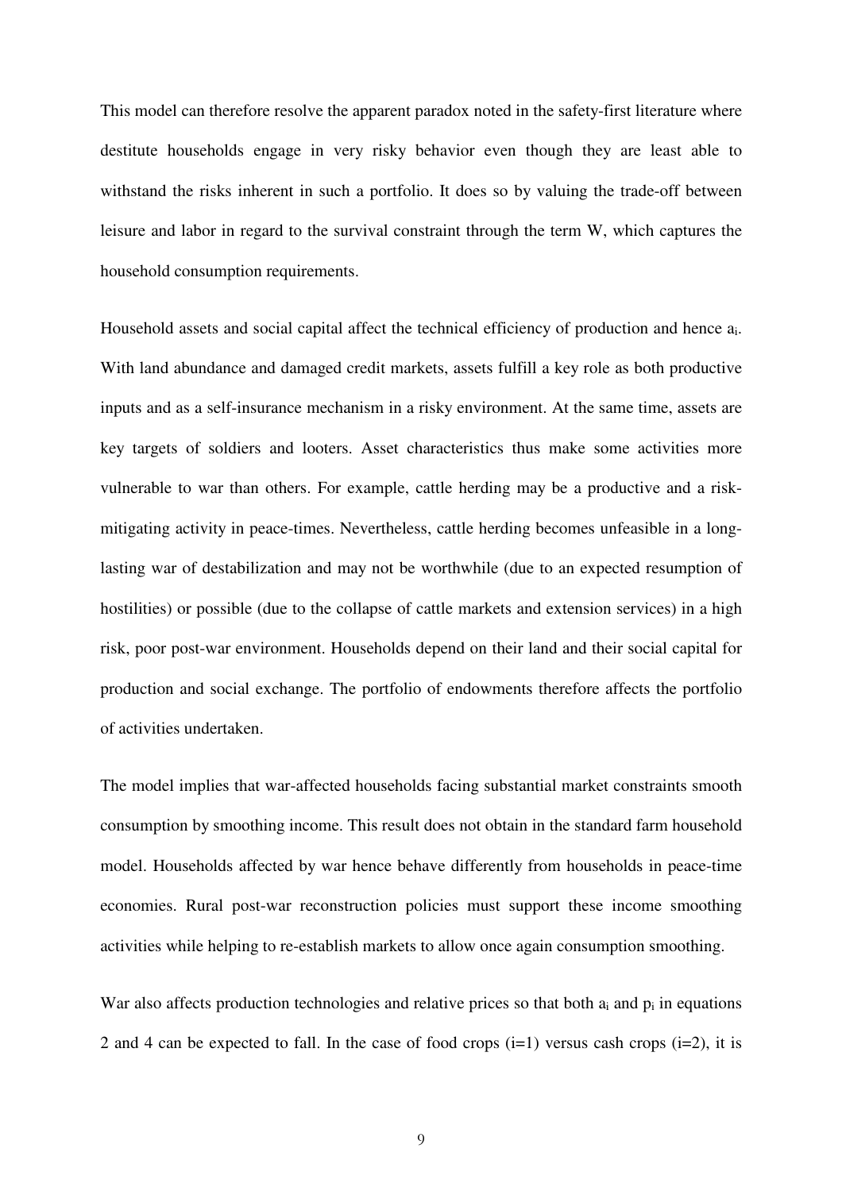This model can therefore resolve the apparent paradox noted in the safety-first literature where destitute households engage in very risky behavior even though they are least able to withstand the risks inherent in such a portfolio. It does so by valuing the trade-off between leisure and labor in regard to the survival constraint through the term W, which captures the household consumption requirements.

Household assets and social capital affect the technical efficiency of production and hence $a_i$. With land abundance and damaged credit markets, assets fulfill a key role as both productive inputs and as a self-insurance mechanism in a risky environment. At the same time, assets are key targets of soldiers and looters. Asset characteristics thus make some activities more vulnerable to war than others. For example, cattle herding may be a productive and a risk-mitigating activity in peace-times. Nevertheless, cattle herding becomes unfeasible in a long-lasting war of destabilization and may not be worthwhile (due to an expected resumption of hostilities) or possible (due to the collapse of cattle markets and extension services) in a high risk, poor post-war environment. Households depend on their land and their social capital for production and social exchange. The portfolio of endowments therefore affects the portfolio of activities undertaken.

The model implies that war-affected households facing substantial market constraints smooth consumption by smoothing income. This result does not obtain in the standard farm household model. Households affected by war hence behave differently from households in peace-time economies. Rural post-war reconstruction policies must support these income smoothing activities while helping to re-establish markets to allow once again consumption smoothing.

War also affects production technologies and relative prices so that both $a_i$ and $p_i$ in equations 2 and 4 can be expected to fall. In the case of food crops ($i=1$) versus cash crops ($i=2$), it is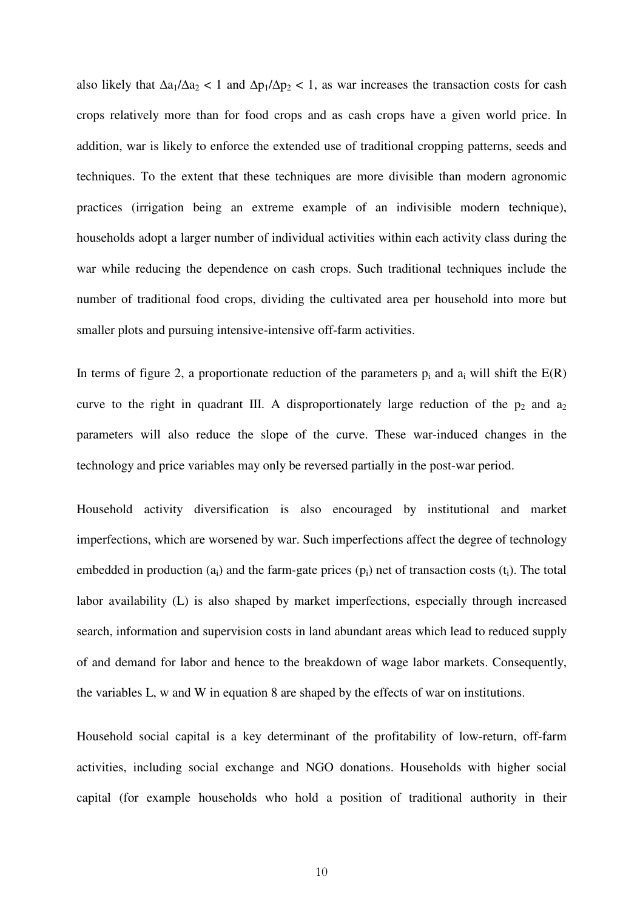also likely that $\Delta a_1/\Delta a_2 < 1$ and $\Delta p_1/\Delta p_2 < 1$, as war increases the transaction costs for cash crops relatively more than for food crops and as cash crops have a given world price. In addition, war is likely to enforce the extended use of traditional cropping patterns, seeds and techniques. To the extent that these techniques are more divisible than modern agronomic practices (irrigation being an extreme example of an indivisible modern technique), households adopt a larger number of individual activities within each activity class during the war while reducing the dependence on cash crops. Such traditional techniques include the number of traditional food crops, dividing the cultivated area per household into more but smaller plots and pursuing intensive-intensive off-farm activities.

In terms of figure 2, a proportionate reduction of the parameters $p_i$ and $a_i$ will shift the E(R) curve to the right in quadrant III. A disproportionately large reduction of the $p_2$ and $a_2$ parameters will also reduce the slope of the curve. These war-induced changes in the technology and price variables may only be reversed partially in the post-war period.

Household activity diversification is also encouraged by institutional and market imperfections, which are worsened by war. Such imperfections affect the degree of technology embedded in production ($a_i$) and the farm-gate prices ($p_i$) net of transaction costs ($t_i$). The total labor availability (L) is also shaped by market imperfections, especially through increased search, information and supervision costs in land abundant areas which lead to reduced supply of and demand for labor and hence to the breakdown of wage labor markets. Consequently, the variables L, w and W in equation 8 are shaped by the effects of war on institutions.

Household social capital is a key determinant of the profitability of low-return, off-farm activities, including social exchange and NGO donations. Households with higher social capital (for example households who hold a position of traditional authority in their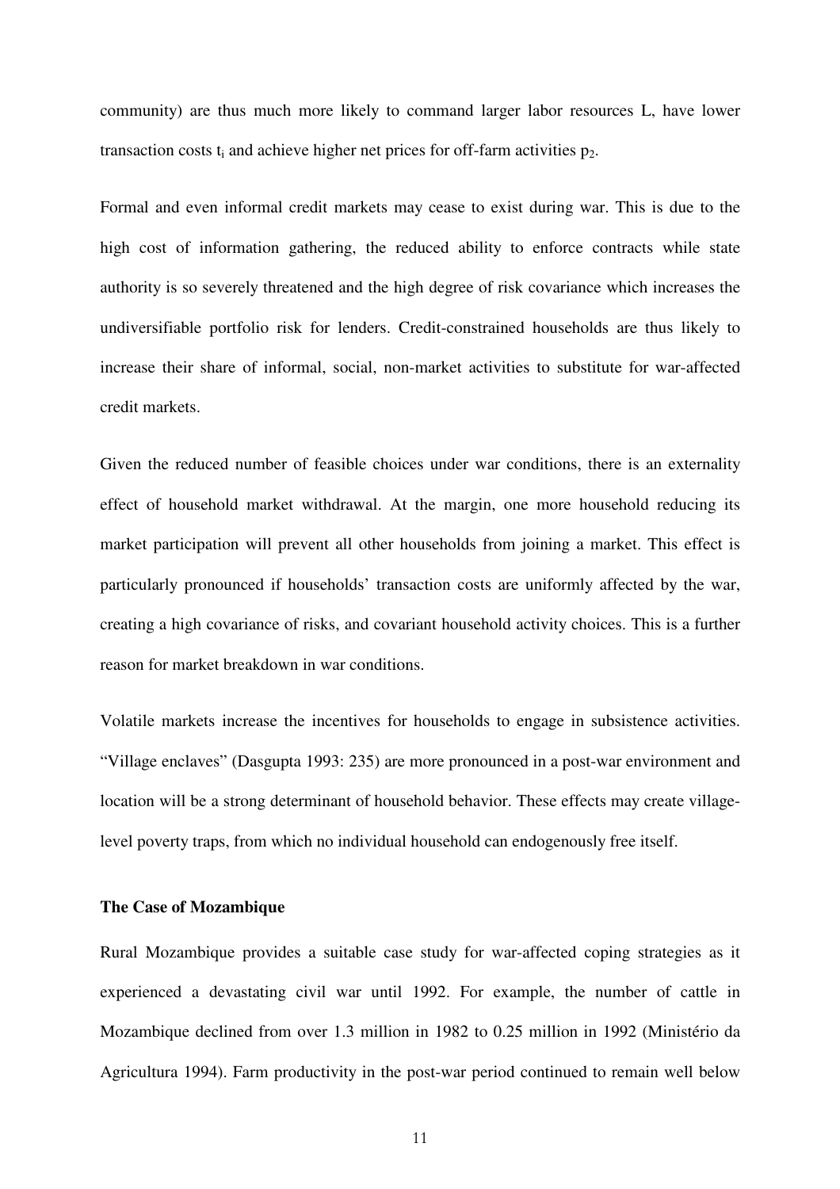community) are thus much more likely to command larger labor resources L, have lower transaction costs $t_i$ and achieve higher net prices for off-farm activities $p_2$.

Formal and even informal credit markets may cease to exist during war. This is due to the high cost of information gathering, the reduced ability to enforce contracts while state authority is so severely threatened and the high degree of risk covariance which increases the undiversifiable portfolio risk for lenders. Credit-constrained households are thus likely to increase their share of informal, social, non-market activities to substitute for war-affected credit markets.

Given the reduced number of feasible choices under war conditions, there is an externality effect of household market withdrawal. At the margin, one more household reducing its market participation will prevent all other households from joining a market. This effect is particularly pronounced if households' transaction costs are uniformly affected by the war, creating a high covariance of risks, and covariant household activity choices. This is a further reason for market breakdown in war conditions.

Volatile markets increase the incentives for households to engage in subsistence activities. "Village enclaves" (Dasgupta 1993: 235) are more pronounced in a post-war environment and location will be a strong determinant of household behavior. These effects may create village-level poverty traps, from which no individual household can endogenously free itself.

**The Case of Mozambique**

Rural Mozambique provides a suitable case study for war-affected coping strategies as it experienced a devastating civil war until 1992. For example, the number of cattle in Mozambique declined from over 1.3 million in 1982 to 0.25 million in 1992 (Ministério da Agricultura 1994). Farm productivity in the post-war period continued to remain well below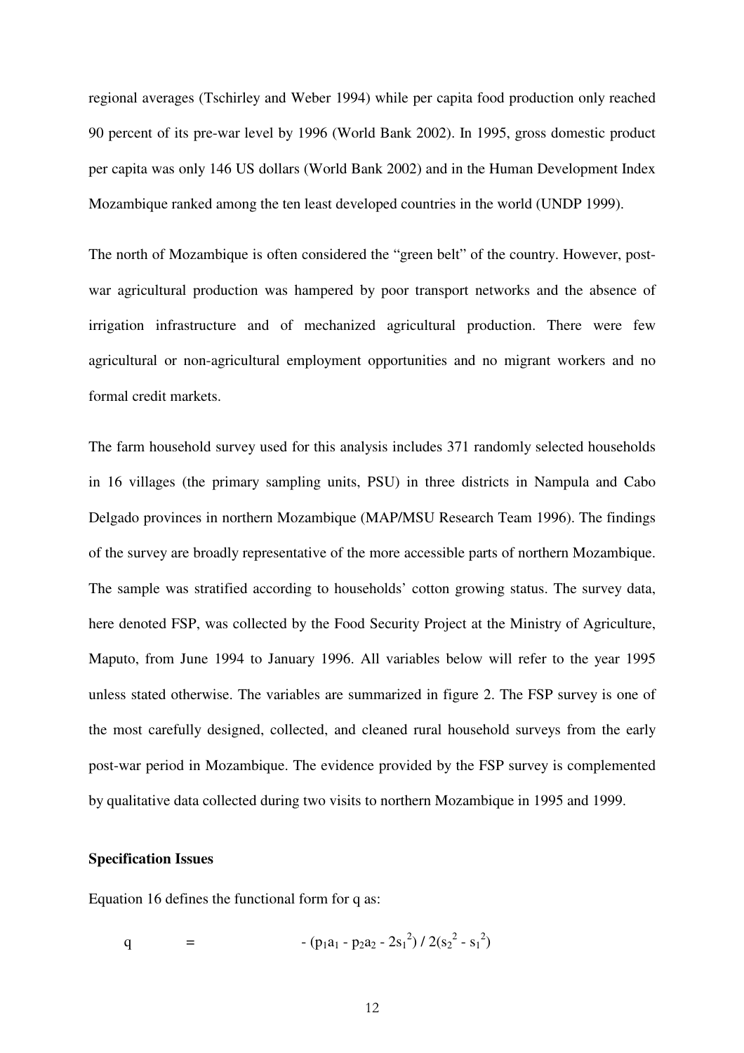regional averages (Tschirley and Weber 1994) while per capita food production only reached 90 percent of its pre-war level by 1996 (World Bank 2002). In 1995, gross domestic product per capita was only 146 US dollars (World Bank 2002) and in the Human Development Index Mozambique ranked among the ten least developed countries in the world (UNDP 1999).

The north of Mozambique is often considered the "green belt" of the country. However, post-war agricultural production was hampered by poor transport networks and the absence of irrigation infrastructure and of mechanized agricultural production. There were few agricultural or non-agricultural employment opportunities and no migrant workers and no formal credit markets.

The farm household survey used for this analysis includes 371 randomly selected households in 16 villages (the primary sampling units, PSU) in three districts in Nampula and Cabo Delgado provinces in northern Mozambique (MAP/MSU Research Team 1996). The findings of the survey are broadly representative of the more accessible parts of northern Mozambique. The sample was stratified according to households' cotton growing status. The survey data, here denoted FSP, was collected by the Food Security Project at the Ministry of Agriculture, Maputo, from June 1994 to January 1996. All variables below will refer to the year 1995 unless stated otherwise. The variables are summarized in figure 2. The FSP survey is one of the most carefully designed, collected, and cleaned rural household surveys from the early post-war period in Mozambique. The evidence provided by the FSP survey is complemented by qualitative data collected during two visits to northern Mozambique in 1995 and 1999.

**Specification Issues**

Equation 16 defines the functional form for q as:

$$q = -(p_1a_1 - p_2a_2 - 2s_1^2) / 2(s_2^2 - s_1^2)$$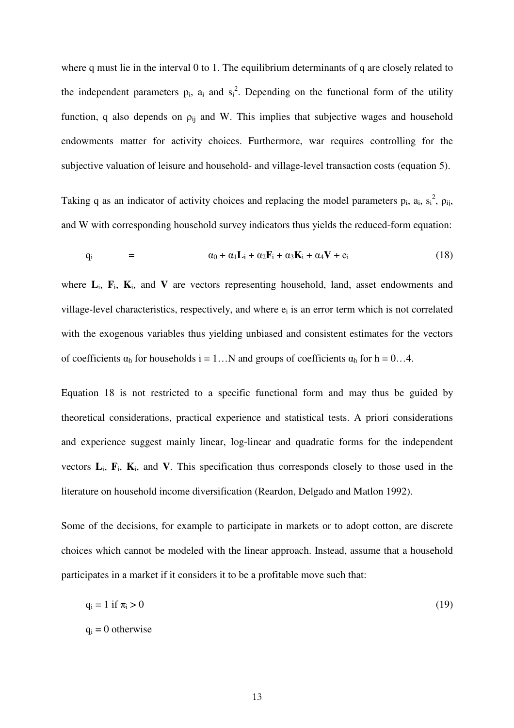where q must lie in the interval 0 to 1. The equilibrium determinants of q are closely related to the independent parameters $p_i$, $a_i$ and $s_i^2$. Depending on the functional form of the utility function, q also depends on $\rho_{ij}$ and W. This implies that subjective wages and household endowments matter for activity choices. Furthermore, war requires controlling for the subjective valuation of leisure and household- and village-level transaction costs (equation 5).

Taking q as an indicator of activity choices and replacing the model parameters $p_i$, $a_i$, $s_i^2$, $\rho_{ij}$, and W with corresponding household survey indicators thus yields the reduced-form equation:

$$q_i \quad = \quad \alpha_0 + \alpha_1\mathbf{L}_i + \alpha_2\mathbf{F}_i + \alpha_3\mathbf{K}_i + \alpha_4\mathbf{V} + e_i \tag{18}$$

where $\mathbf{L}_i$, $\mathbf{F}_i$, $\mathbf{K}_i$, and $\mathbf{V}$ are vectors representing household, land, asset endowments and village-level characteristics, respectively, and where $e_i$ is an error term which is not correlated with the exogenous variables thus yielding unbiased and consistent estimates for the vectors of coefficients $\alpha_h$ for households $i = 1\ldots N$ and groups of coefficients $\alpha_h$ for $h = 0\ldots4$.

Equation 18 is not restricted to a specific functional form and may thus be guided by theoretical considerations, practical experience and statistical tests. A priori considerations and experience suggest mainly linear, log-linear and quadratic forms for the independent vectors $\mathbf{L}_i$, $\mathbf{F}_i$, $\mathbf{K}_i$, and $\mathbf{V}$. This specification thus corresponds closely to those used in the literature on household income diversification (Reardon, Delgado and Matlon 1992).

Some of the decisions, for example to participate in markets or to adopt cotton, are discrete choices which cannot be modeled with the linear approach. Instead, assume that a household participates in a market if it considers it to be a profitable move such that:

$$q_i = 1 \text{ if } \pi_i > 0 \tag{19}$$

$$q_i = 0 \text{ otherwise}$$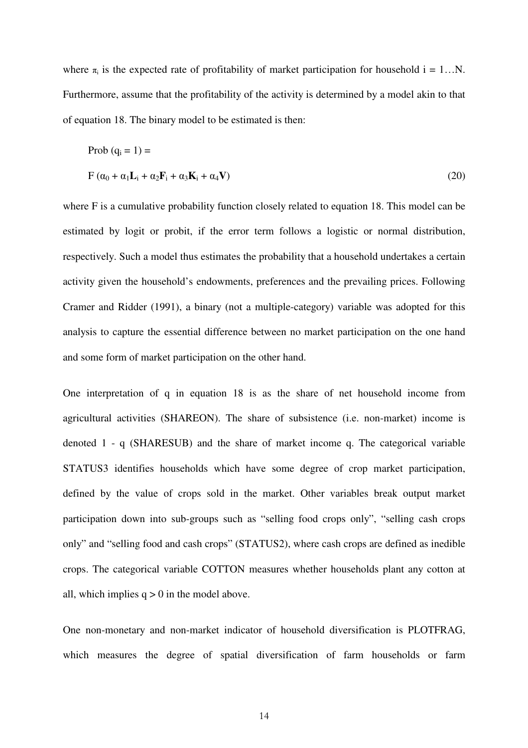where $\pi_i$ is the expected rate of profitability of market participation for household i = 1…N. Furthermore, assume that the profitability of the activity is determined by a model akin to that of equation 18. The binary model to be estimated is then:

$$\text{Prob}\ (q_i = 1) =$$

$$F\ (\alpha_0 + \alpha_1\mathbf{L}_i + \alpha_2\mathbf{F}_i + \alpha_3\mathbf{K}_i + \alpha_4\mathbf{V}) \tag{20}$$

where F is a cumulative probability function closely related to equation 18. This model can be estimated by logit or probit, if the error term follows a logistic or normal distribution, respectively. Such a model thus estimates the probability that a household undertakes a certain activity given the household's endowments, preferences and the prevailing prices. Following Cramer and Ridder (1991), a binary (not a multiple-category) variable was adopted for this analysis to capture the essential difference between no market participation on the one hand and some form of market participation on the other hand.

One interpretation of q in equation 18 is as the share of net household income from agricultural activities (SHAREON). The share of subsistence (i.e. non-market) income is denoted 1 - q (SHARESUB) and the share of market income q. The categorical variable STATUS3 identifies households which have some degree of crop market participation, defined by the value of crops sold in the market. Other variables break output market participation down into sub-groups such as "selling food crops only", "selling cash crops only" and "selling food and cash crops" (STATUS2), where cash crops are defined as inedible crops. The categorical variable COTTON measures whether households plant any cotton at all, which implies $q > 0$ in the model above.

One non-monetary and non-market indicator of household diversification is PLOTFRAG, which measures the degree of spatial diversification of farm households or farm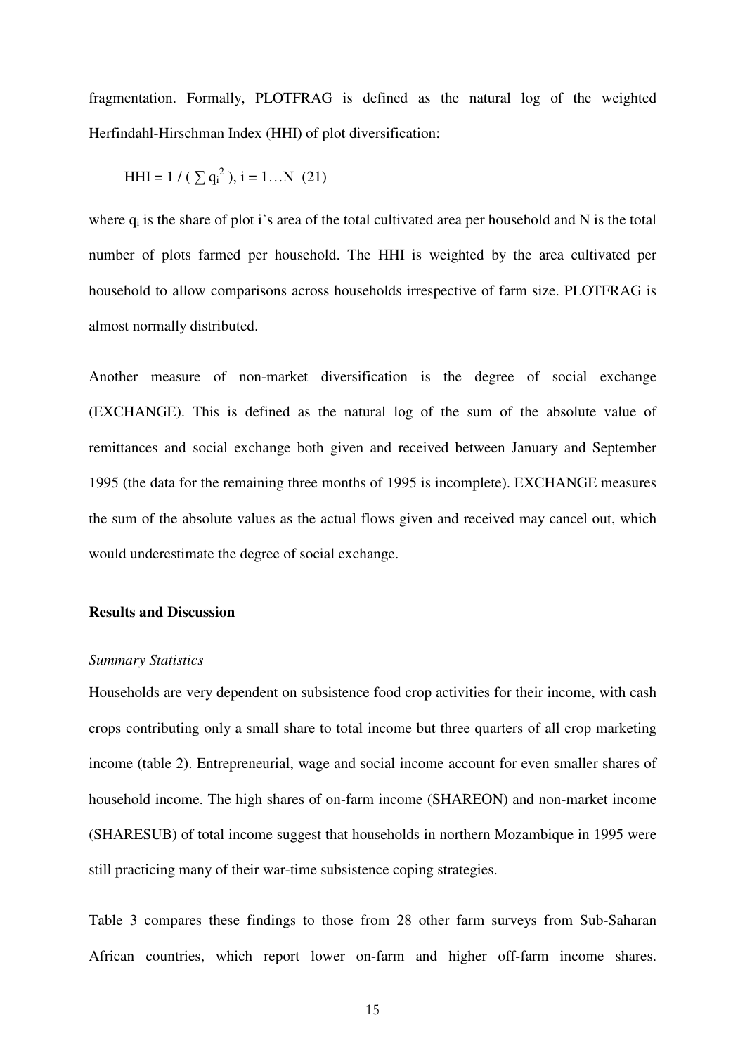fragmentation. Formally, PLOTFRAG is defined as the natural log of the weighted Herfindahl-Hirschman Index (HHI) of plot diversification:

$$HHI = 1 / ( \sum q_i^2 ), \; i = 1 \ldots N \quad (21)$$

where $q_i$ is the share of plot i's area of the total cultivated area per household and N is the total number of plots farmed per household. The HHI is weighted by the area cultivated per household to allow comparisons across households irrespective of farm size. PLOTFRAG is almost normally distributed.

Another measure of non-market diversification is the degree of social exchange (EXCHANGE). This is defined as the natural log of the sum of the absolute value of remittances and social exchange both given and received between January and September 1995 (the data for the remaining three months of 1995 is incomplete). EXCHANGE measures the sum of the absolute values as the actual flows given and received may cancel out, which would underestimate the degree of social exchange.

### Results and Discussion

*Summary Statistics*

Households are very dependent on subsistence food crop activities for their income, with cash crops contributing only a small share to total income but three quarters of all crop marketing income (table 2). Entrepreneurial, wage and social income account for even smaller shares of household income. The high shares of on-farm income (SHAREON) and non-market income (SHARESUB) of total income suggest that households in northern Mozambique in 1995 were still practicing many of their war-time subsistence coping strategies.

Table 3 compares these findings to those from 28 other farm surveys from Sub-Saharan African countries, which report lower on-farm and higher off-farm income shares.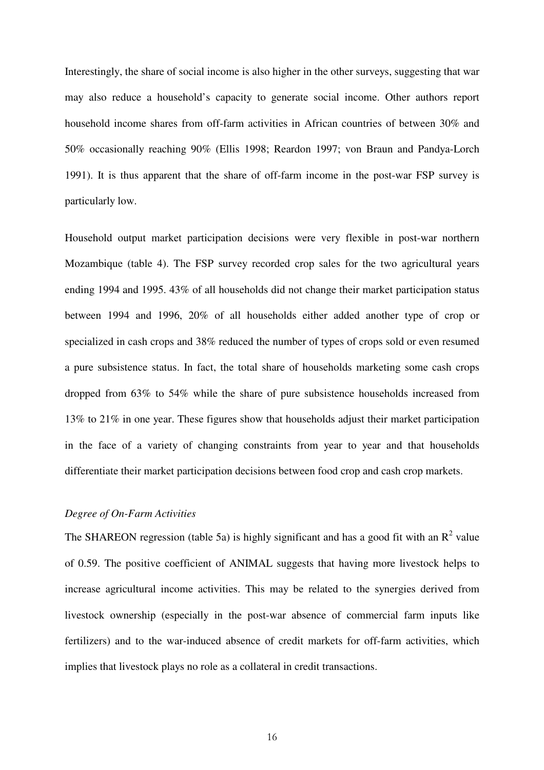Interestingly, the share of social income is also higher in the other surveys, suggesting that war may also reduce a household's capacity to generate social income. Other authors report household income shares from off-farm activities in African countries of between 30% and 50% occasionally reaching 90% (Ellis 1998; Reardon 1997; von Braun and Pandya-Lorch 1991). It is thus apparent that the share of off-farm income in the post-war FSP survey is particularly low.

Household output market participation decisions were very flexible in post-war northern Mozambique (table 4). The FSP survey recorded crop sales for the two agricultural years ending 1994 and 1995. 43% of all households did not change their market participation status between 1994 and 1996, 20% of all households either added another type of crop or specialized in cash crops and 38% reduced the number of types of crops sold or even resumed a pure subsistence status. In fact, the total share of households marketing some cash crops dropped from 63% to 54% while the share of pure subsistence households increased from 13% to 21% in one year. These figures show that households adjust their market participation in the face of a variety of changing constraints from year to year and that households differentiate their market participation decisions between food crop and cash crop markets.

### *Degree of On-Farm Activities*

The SHAREON regression (table 5a) is highly significant and has a good fit with an $R^2$ value of 0.59. The positive coefficient of ANIMAL suggests that having more livestock helps to increase agricultural income activities. This may be related to the synergies derived from livestock ownership (especially in the post-war absence of commercial farm inputs like fertilizers) and to the war-induced absence of credit markets for off-farm activities, which implies that livestock plays no role as a collateral in credit transactions.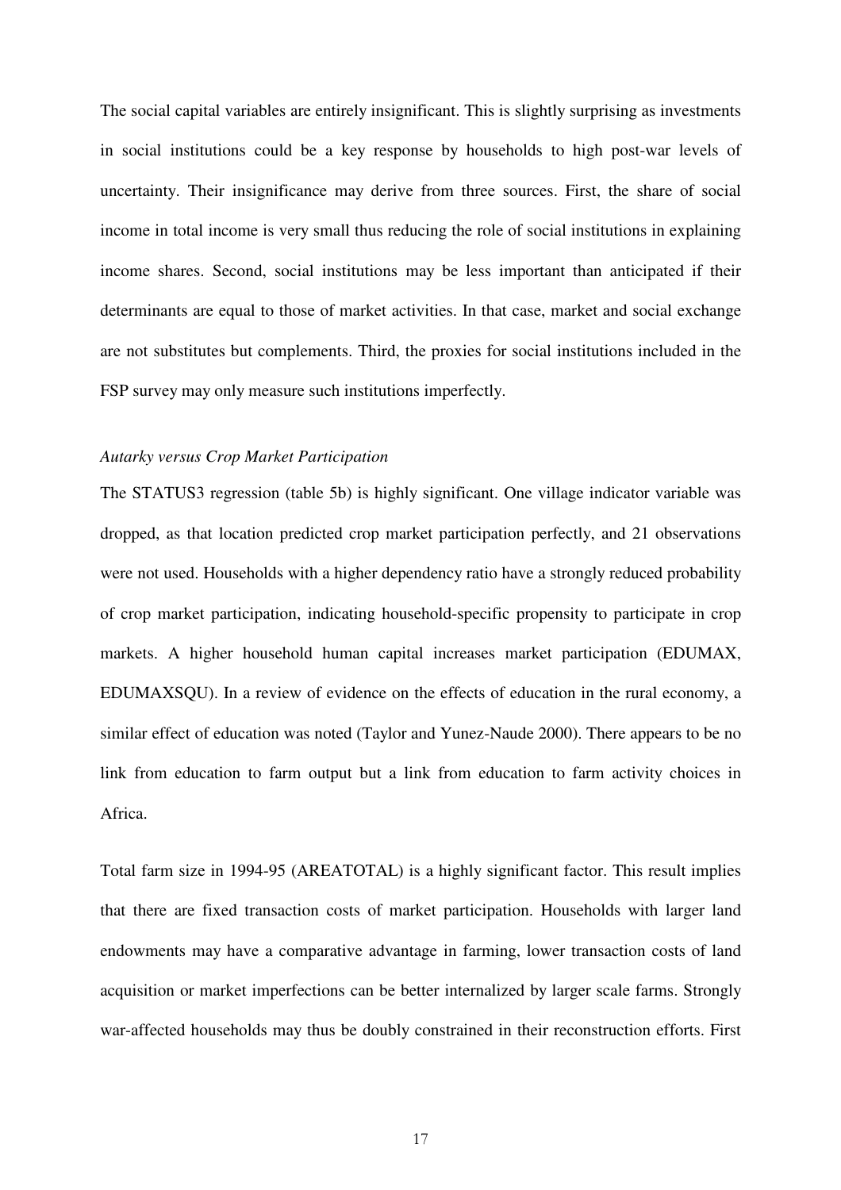The social capital variables are entirely insignificant. This is slightly surprising as investments in social institutions could be a key response by households to high post-war levels of uncertainty. Their insignificance may derive from three sources. First, the share of social income in total income is very small thus reducing the role of social institutions in explaining income shares. Second, social institutions may be less important than anticipated if their determinants are equal to those of market activities. In that case, market and social exchange are not substitutes but complements. Third, the proxies for social institutions included in the FSP survey may only measure such institutions imperfectly.

*Autarky versus Crop Market Participation*

The STATUS3 regression (table 5b) is highly significant. One village indicator variable was dropped, as that location predicted crop market participation perfectly, and 21 observations were not used. Households with a higher dependency ratio have a strongly reduced probability of crop market participation, indicating household-specific propensity to participate in crop markets. A higher household human capital increases market participation (EDUMAX, EDUMAXSQU). In a review of evidence on the effects of education in the rural economy, a similar effect of education was noted (Taylor and Yunez-Naude 2000). There appears to be no link from education to farm output but a link from education to farm activity choices in Africa.

Total farm size in 1994-95 (AREATOTAL) is a highly significant factor. This result implies that there are fixed transaction costs of market participation. Households with larger land endowments may have a comparative advantage in farming, lower transaction costs of land acquisition or market imperfections can be better internalized by larger scale farms. Strongly war-affected households may thus be doubly constrained in their reconstruction efforts. First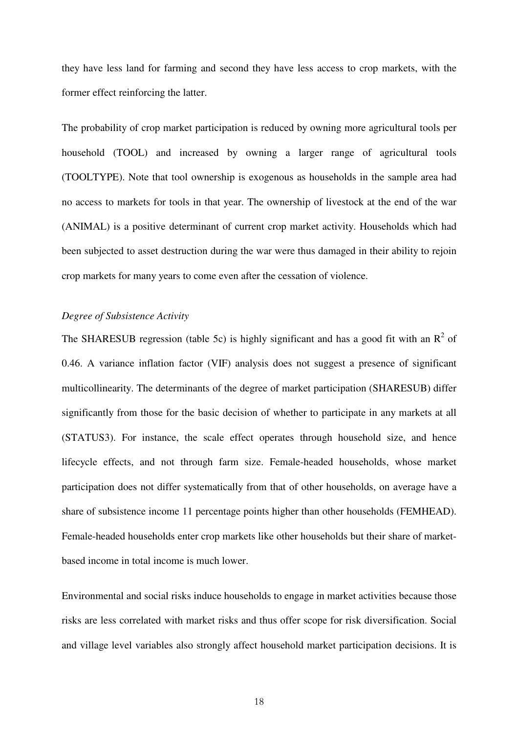they have less land for farming and second they have less access to crop markets, with the former effect reinforcing the latter.

The probability of crop market participation is reduced by owning more agricultural tools per household (TOOL) and increased by owning a larger range of agricultural tools (TOOLTYPE). Note that tool ownership is exogenous as households in the sample area had no access to markets for tools in that year. The ownership of livestock at the end of the war (ANIMAL) is a positive determinant of current crop market activity. Households which had been subjected to asset destruction during the war were thus damaged in their ability to rejoin crop markets for many years to come even after the cessation of violence.

*Degree of Subsistence Activity*

The SHARESUB regression (table 5c) is highly significant and has a good fit with an $R^2$ of 0.46. A variance inflation factor (VIF) analysis does not suggest a presence of significant multicollinearity. The determinants of the degree of market participation (SHARESUB) differ significantly from those for the basic decision of whether to participate in any markets at all (STATUS3). For instance, the scale effect operates through household size, and hence lifecycle effects, and not through farm size. Female-headed households, whose market participation does not differ systematically from that of other households, on average have a share of subsistence income 11 percentage points higher than other households (FEMHEAD). Female-headed households enter crop markets like other households but their share of market-based income in total income is much lower.

Environmental and social risks induce households to engage in market activities because those risks are less correlated with market risks and thus offer scope for risk diversification. Social and village level variables also strongly affect household market participation decisions. It is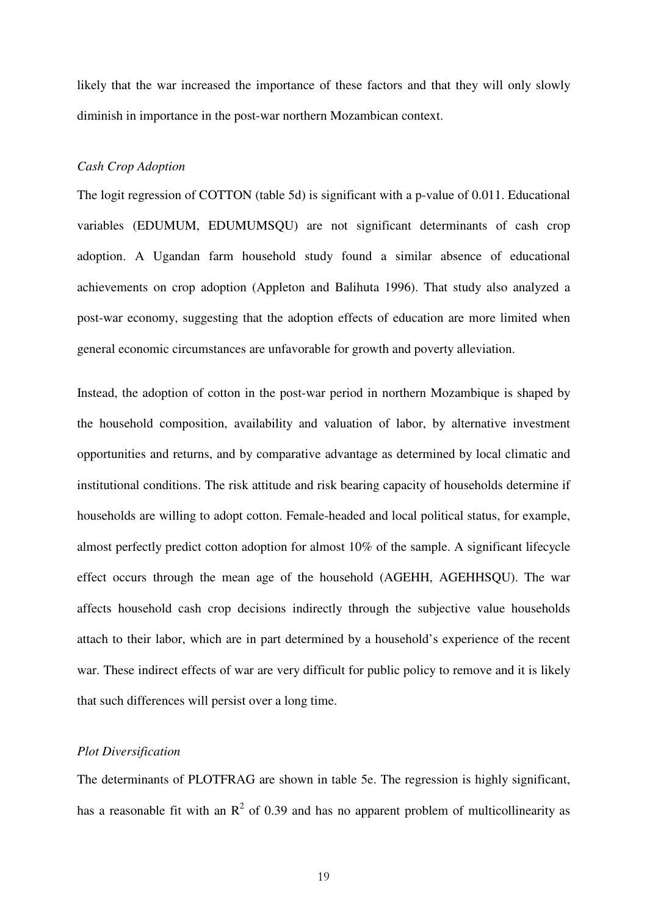likely that the war increased the importance of these factors and that they will only slowly diminish in importance in the post-war northern Mozambican context.

*Cash Crop Adoption*

The logit regression of COTTON (table 5d) is significant with a p-value of 0.011. Educational variables (EDUMUM, EDUMUMSQU) are not significant determinants of cash crop adoption. A Ugandan farm household study found a similar absence of educational achievements on crop adoption (Appleton and Balihuta 1996). That study also analyzed a post-war economy, suggesting that the adoption effects of education are more limited when general economic circumstances are unfavorable for growth and poverty alleviation.

Instead, the adoption of cotton in the post-war period in northern Mozambique is shaped by the household composition, availability and valuation of labor, by alternative investment opportunities and returns, and by comparative advantage as determined by local climatic and institutional conditions. The risk attitude and risk bearing capacity of households determine if households are willing to adopt cotton. Female-headed and local political status, for example, almost perfectly predict cotton adoption for almost 10% of the sample. A significant lifecycle effect occurs through the mean age of the household (AGEHH, AGEHHSQU). The war affects household cash crop decisions indirectly through the subjective value households attach to their labor, which are in part determined by a household's experience of the recent war. These indirect effects of war are very difficult for public policy to remove and it is likely that such differences will persist over a long time.

*Plot Diversification*

The determinants of PLOTFRAG are shown in table 5e. The regression is highly significant, has a reasonable fit with an $R^2$ of 0.39 and has no apparent problem of multicollinearity as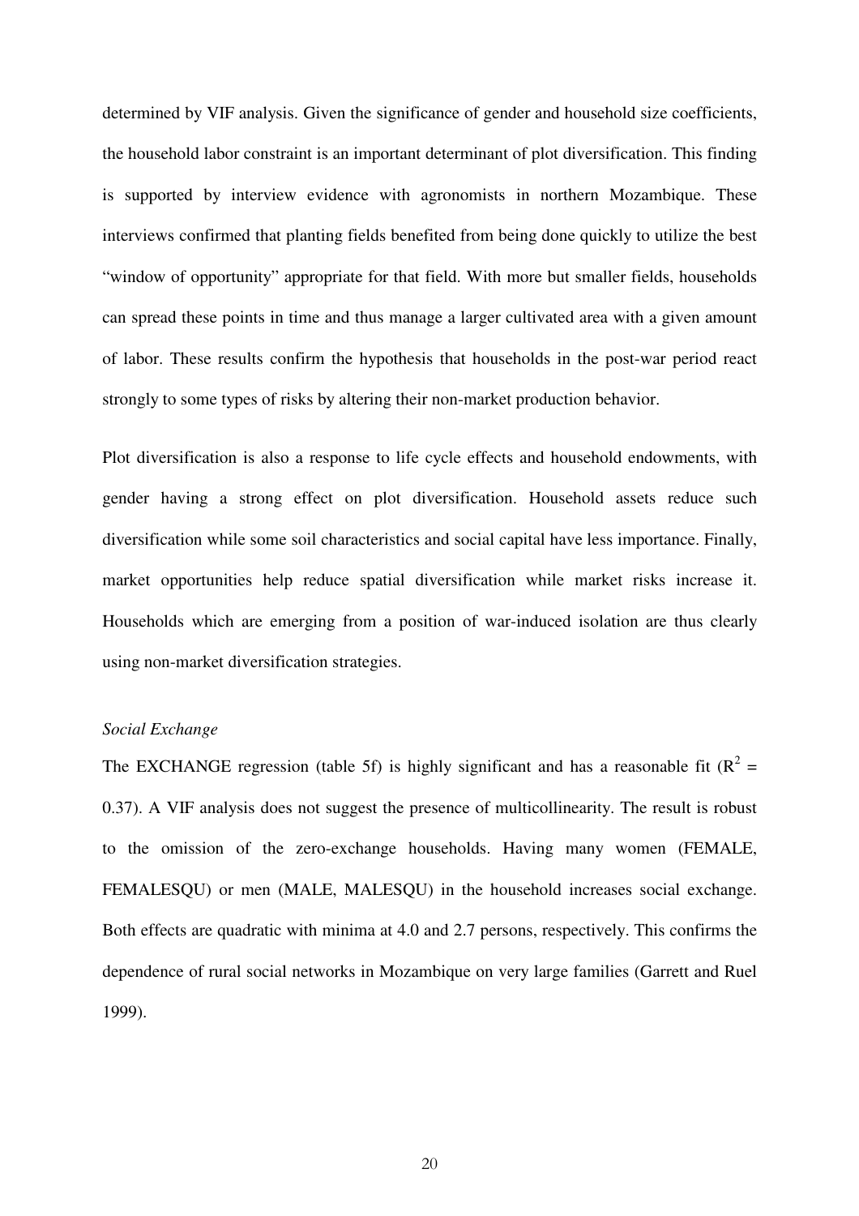determined by VIF analysis. Given the significance of gender and household size coefficients, the household labor constraint is an important determinant of plot diversification. This finding is supported by interview evidence with agronomists in northern Mozambique. These interviews confirmed that planting fields benefited from being done quickly to utilize the best "window of opportunity" appropriate for that field. With more but smaller fields, households can spread these points in time and thus manage a larger cultivated area with a given amount of labor. These results confirm the hypothesis that households in the post-war period react strongly to some types of risks by altering their non-market production behavior.

Plot diversification is also a response to life cycle effects and household endowments, with gender having a strong effect on plot diversification. Household assets reduce such diversification while some soil characteristics and social capital have less importance. Finally, market opportunities help reduce spatial diversification while market risks increase it. Households which are emerging from a position of war-induced isolation are thus clearly using non-market diversification strategies.

*Social Exchange*

The EXCHANGE regression (table 5f) is highly significant and has a reasonable fit ($R^2$ = 0.37). A VIF analysis does not suggest the presence of multicollinearity. The result is robust to the omission of the zero-exchange households. Having many women (FEMALE, FEMALESQU) or men (MALE, MALESQU) in the household increases social exchange. Both effects are quadratic with minima at 4.0 and 2.7 persons, respectively. This confirms the dependence of rural social networks in Mozambique on very large families (Garrett and Ruel 1999).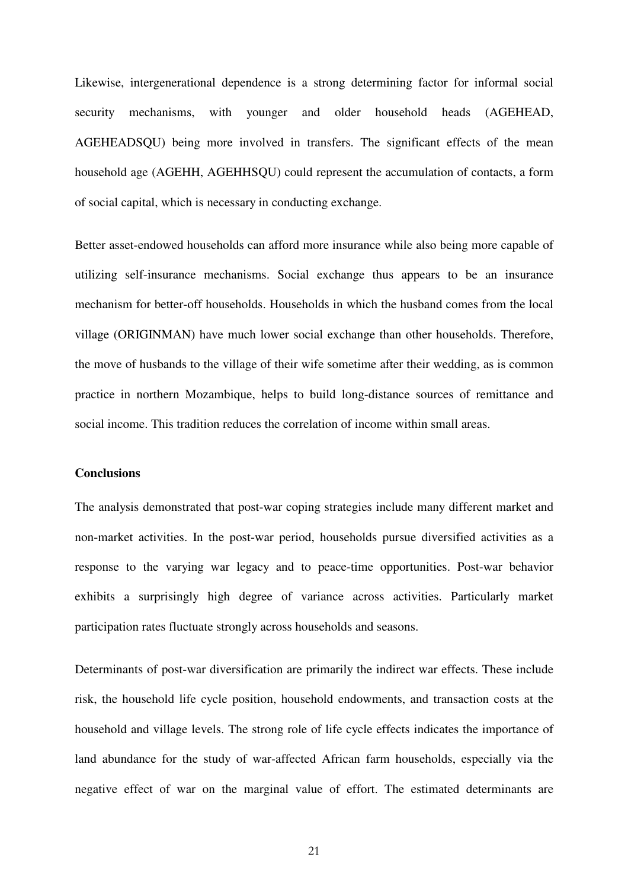Likewise, intergenerational dependence is a strong determining factor for informal social security mechanisms, with younger and older household heads (AGEHEAD, AGEHEADSQU) being more involved in transfers. The significant effects of the mean household age (AGEHH, AGEHHSQU) could represent the accumulation of contacts, a form of social capital, which is necessary in conducting exchange.

Better asset-endowed households can afford more insurance while also being more capable of utilizing self-insurance mechanisms. Social exchange thus appears to be an insurance mechanism for better-off households. Households in which the husband comes from the local village (ORIGINMAN) have much lower social exchange than other households. Therefore, the move of husbands to the village of their wife sometime after their wedding, as is common practice in northern Mozambique, helps to build long-distance sources of remittance and social income. This tradition reduces the correlation of income within small areas.

**Conclusions**

The analysis demonstrated that post-war coping strategies include many different market and non-market activities. In the post-war period, households pursue diversified activities as a response to the varying war legacy and to peace-time opportunities. Post-war behavior exhibits a surprisingly high degree of variance across activities. Particularly market participation rates fluctuate strongly across households and seasons.

Determinants of post-war diversification are primarily the indirect war effects. These include risk, the household life cycle position, household endowments, and transaction costs at the household and village levels. The strong role of life cycle effects indicates the importance of land abundance for the study of war-affected African farm households, especially via the negative effect of war on the marginal value of effort. The estimated determinants are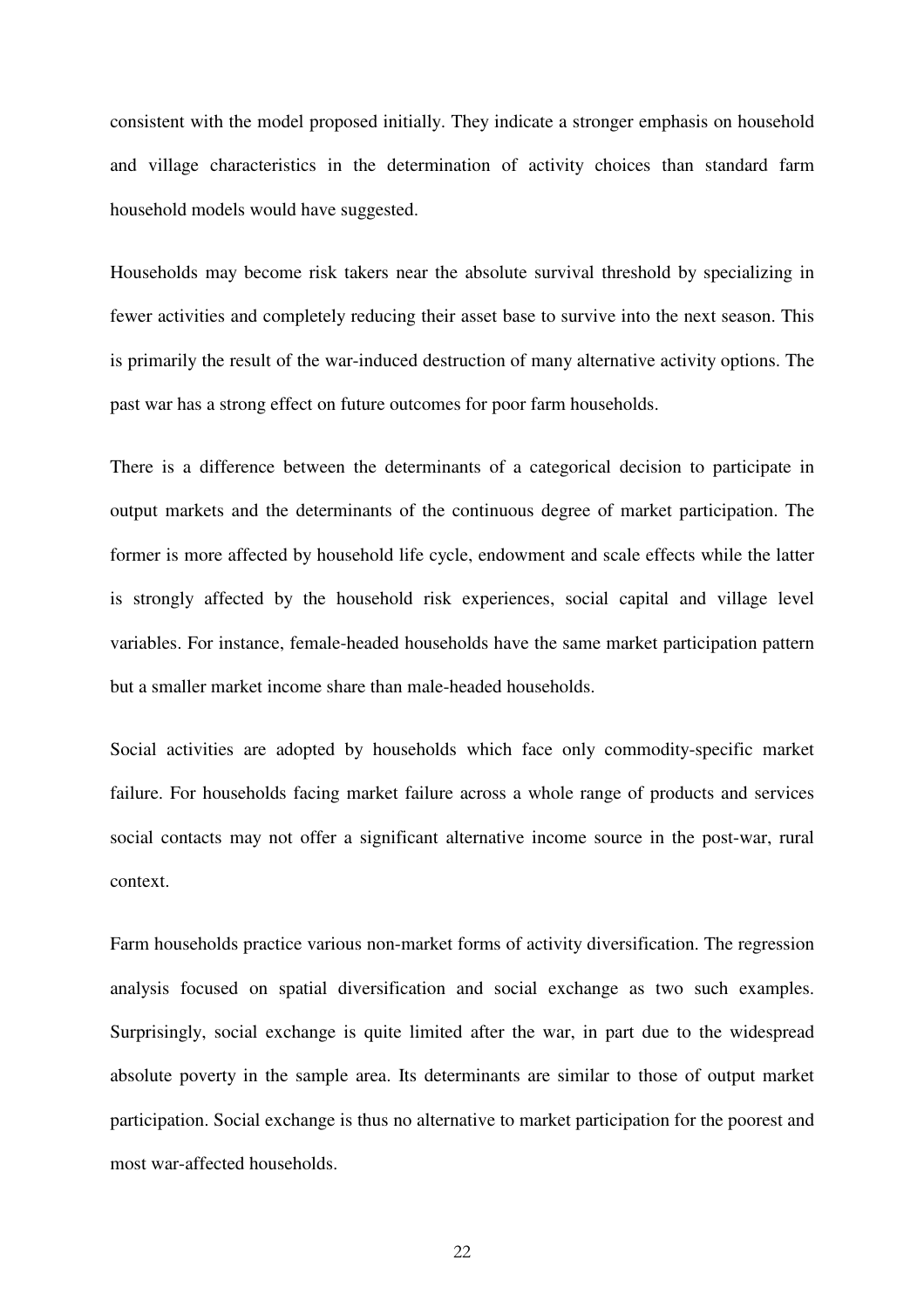consistent with the model proposed initially. They indicate a stronger emphasis on household and village characteristics in the determination of activity choices than standard farm household models would have suggested.

Households may become risk takers near the absolute survival threshold by specializing in fewer activities and completely reducing their asset base to survive into the next season. This is primarily the result of the war-induced destruction of many alternative activity options. The past war has a strong effect on future outcomes for poor farm households.

There is a difference between the determinants of a categorical decision to participate in output markets and the determinants of the continuous degree of market participation. The former is more affected by household life cycle, endowment and scale effects while the latter is strongly affected by the household risk experiences, social capital and village level variables. For instance, female-headed households have the same market participation pattern but a smaller market income share than male-headed households.

Social activities are adopted by households which face only commodity-specific market failure. For households facing market failure across a whole range of products and services social contacts may not offer a significant alternative income source in the post-war, rural context.

Farm households practice various non-market forms of activity diversification. The regression analysis focused on spatial diversification and social exchange as two such examples. Surprisingly, social exchange is quite limited after the war, in part due to the widespread absolute poverty in the sample area. Its determinants are similar to those of output market participation. Social exchange is thus no alternative to market participation for the poorest and most war-affected households.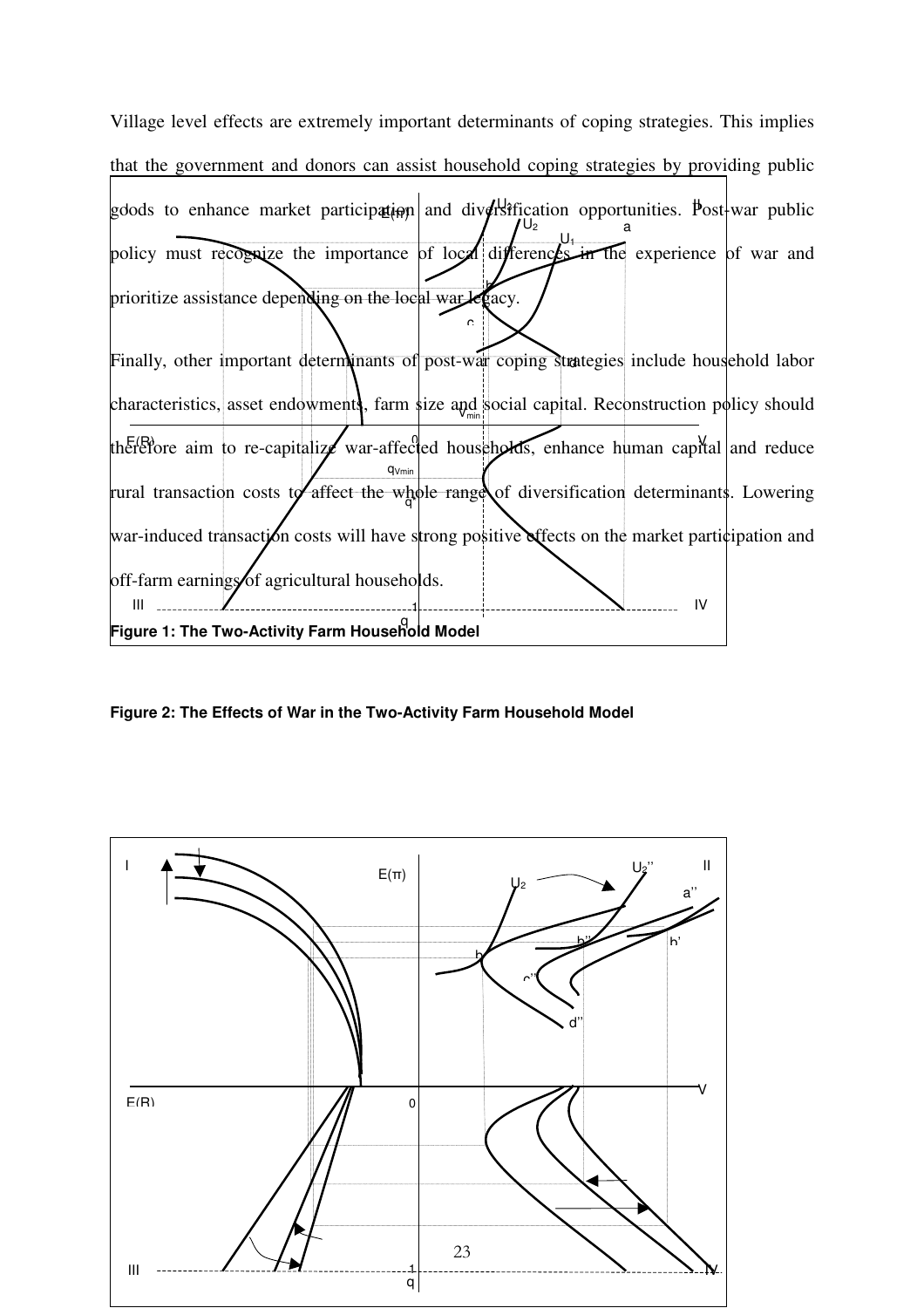Village level effects are extremely important determinants of coping strategies. This implies that the government and donors can assist household coping strategies by providing public goods to enhance market participation and diversification opportunities. Post-war public policy must recognize the importance of local differences in the experience of war and prioritize assistance depending on the local war legacy.

Finally, other important determinants of post-war coping strategies include household labor characteristics, asset endowments, farm size and social capital. Reconstruction policy should therefore aim to re-capitalize war-affected households, enhance human capital and reduce rural transaction costs to affect the whole range of diversification determinants. Lowering war-induced transaction costs will have strong positive effects on the market participation and off-farm earnings of agricultural households.

**Figure 1: The Two-Activity Farm Household Model**

**Figure 2: The Effects of War in the Two-Activity Farm Household Model**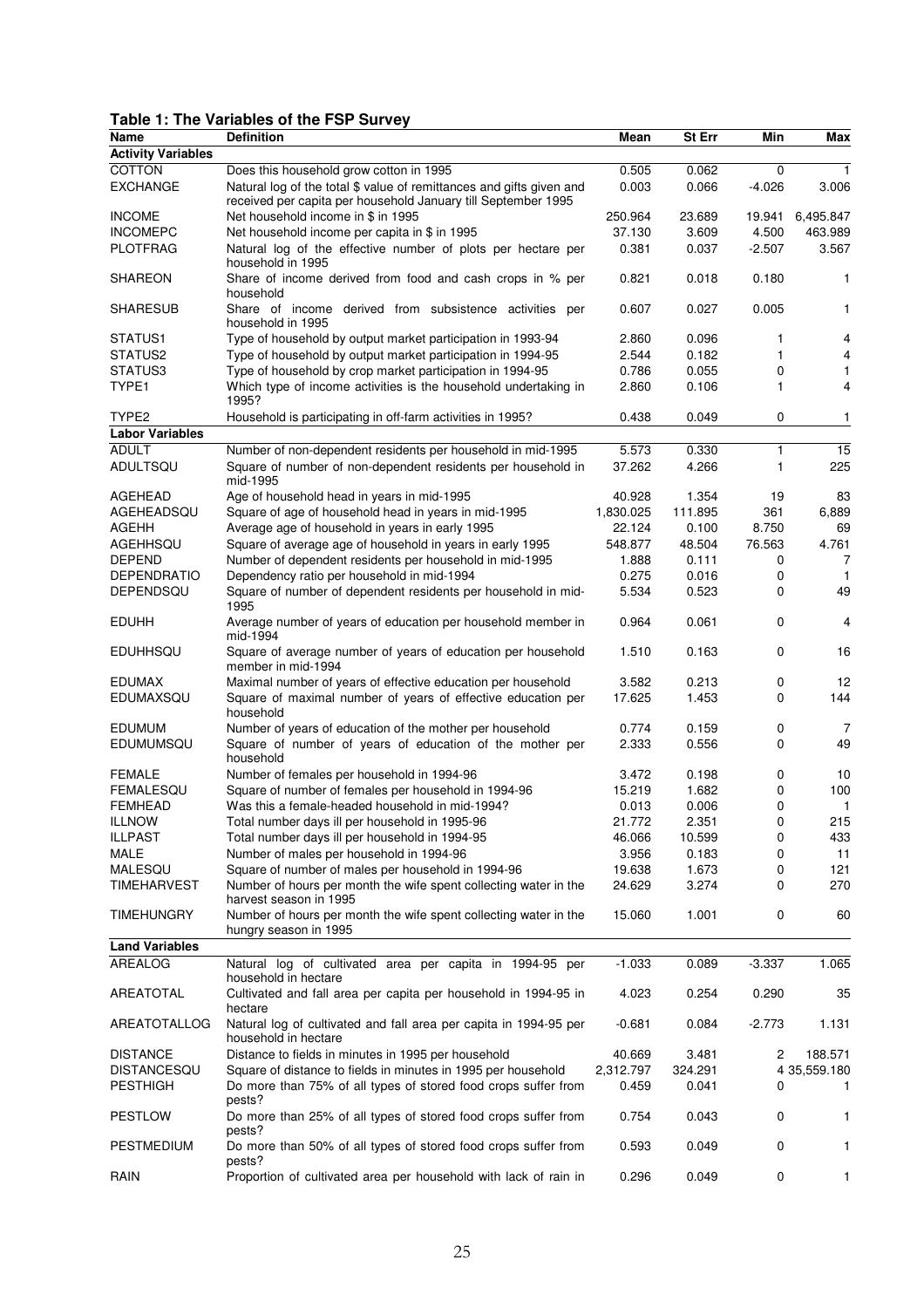**Table 1: The Variables of the FSP Survey**

| Name | Definition | Mean | St Err | Min | Max |
|---|---|---|---|---|---|
| **Activity Variables** | | | | | |
| COTTON | Does this household grow cotton in 1995 | 0.505 | 0.062 | 0 | 1 |
| EXCHANGE | Natural log of the total $ value of remittances and gifts given and received per capita per household January till September 1995 | 0.003 | 0.066 | -4.026 | 3.006 |
| INCOME | Net household income in $ in 1995 | 250.964 | 23.689 | 19.941 | 6,495.847 |
| INCOMEPC | Net household income per capita in $ in 1995 | 37.130 | 3.609 | 4.500 | 463.989 |
| PLOTFRAG | Natural log of the effective number of plots per hectare per household in 1995 | 0.381 | 0.037 | -2.507 | 3.567 |
| SHAREON | Share of income derived from food and cash crops in % per household | 0.821 | 0.018 | 0.180 | 1 |
| SHARESUB | Share of income derived from subsistence activities per household in 1995 | 0.607 | 0.027 | 0.005 | 1 |
| STATUS1 | Type of household by output market participation in 1993-94 | 2.860 | 0.096 | 1 | 4 |
| STATUS2 | Type of household by output market participation in 1994-95 | 2.544 | 0.182 | 1 | 4 |
| STATUS3 | Type of household by crop market participation in 1994-95 | 0.786 | 0.055 | 0 | 1 |
| TYPE1 | Which type of income activities is the household undertaking in 1995? | 2.860 | 0.106 | 1 | 4 |
| TYPE2 | Household is participating in off-farm activities in 1995? | 0.438 | 0.049 | 0 | 1 |
| **Labor Variables** | | | | | |
| ADULT | Number of non-dependent residents per household in mid-1995 | 5.573 | 0.330 | 1 | 15 |
| ADULTSQU | Square of number of non-dependent residents per household in mid-1995 | 37.262 | 4.266 | 1 | 225 |
| AGEHEAD | Age of household head in years in mid-1995 | 40.928 | 1.354 | 19 | 83 |
| AGEHEADSQU | Square of age of household head in years in mid-1995 | 1,830.025 | 111.895 | 361 | 6,889 |
| AGEHH | Average age of household in years in early 1995 | 22.124 | 0.100 | 8.750 | 69 |
| AGEHHSQU | Square of average age of household in years in early 1995 | 548.877 | 48.504 | 76.563 | 4.761 |
| DEPEND | Number of dependent residents per household in mid-1995 | 1.888 | 0.111 | 0 | 7 |
| DEPENDRATIO | Dependency ratio per household in mid-1994 | 0.275 | 0.016 | 0 | 1 |
| DEPENDSQU | Square of number of dependent residents per household in mid-1995 | 5.534 | 0.523 | 0 | 49 |
| EDUHH | Average number of years of education per household member in mid-1994 | 0.964 | 0.061 | 0 | 4 |
| EDUHHSQU | Square of average number of years of education per household member in mid-1994 | 1.510 | 0.163 | 0 | 16 |
| EDUMAX | Maximal number of years of effective education per household | 3.582 | 0.213 | 0 | 12 |
| EDUMAXSQU | Square of maximal number of years of effective education per household | 17.625 | 1.453 | 0 | 144 |
| EDUMUM | Number of years of education of the mother per household | 0.774 | 0.159 | 0 | 7 |
| EDUMUMSQU | Square of number of years of education of the mother per household | 2.333 | 0.556 | 0 | 49 |
| FEMALE | Number of females per household in 1994-96 | 3.472 | 0.198 | 0 | 10 |
| FEMALESQU | Square of number of females per household in 1994-96 | 15.219 | 1.682 | 0 | 100 |
| FEMHEAD | Was this a female-headed household in mid-1994? | 0.013 | 0.006 | 0 | 1 |
| ILLNOW | Total number days ill per household in 1995-96 | 21.772 | 2.351 | 0 | 215 |
| ILLPAST | Total number days ill per household in 1994-95 | 46.066 | 10.599 | 0 | 433 |
| MALE | Number of males per household in 1994-96 | 3.956 | 0.183 | 0 | 11 |
| MALESQU | Square of number of males per household in 1994-96 | 19.638 | 1.673 | 0 | 121 |
| TIMEHARVEST | Number of hours per month the wife spent collecting water in the harvest season in 1995 | 24.629 | 3.274 | 0 | 270 |
| TIMEHUNGRY | Number of hours per month the wife spent collecting water in the hungry season in 1995 | 15.060 | 1.001 | 0 | 60 |
| **Land Variables** | | | | | |
| AREALOG | Natural log of cultivated area per capita in 1994-95 per household in hectare | -1.033 | 0.089 | -3.337 | 1.065 |
| AREATOTAL | Cultivated and fall area per capita per household in 1994-95 in hectare | 4.023 | 0.254 | 0.290 | 35 |
| AREATOTALLOG | Natural log of cultivated and fall area per capita in 1994-95 per household in hectare | -0.681 | 0.084 | -2.773 | 1.131 |
| DISTANCE | Distance to fields in minutes in 1995 per household | 40.669 | 3.481 | 2 | 188.571 |
| DISTANCESQU | Square of distance to fields in minutes in 1995 per household | 2,312.797 | 324.291 | 4 | 35,559.180 |
| PESTHIGH | Do more than 75% of all types of stored food crops suffer from pests? | 0.459 | 0.041 | 0 | 1 |
| PESTLOW | Do more than 25% of all types of stored food crops suffer from pests? | 0.754 | 0.043 | 0 | 1 |
| PESTMEDIUM | Do more than 50% of all types of stored food crops suffer from pests? | 0.593 | 0.049 | 0 | 1 |
| RAIN | Proportion of cultivated area per household with lack of rain in | 0.296 | 0.049 | 0 | 1 |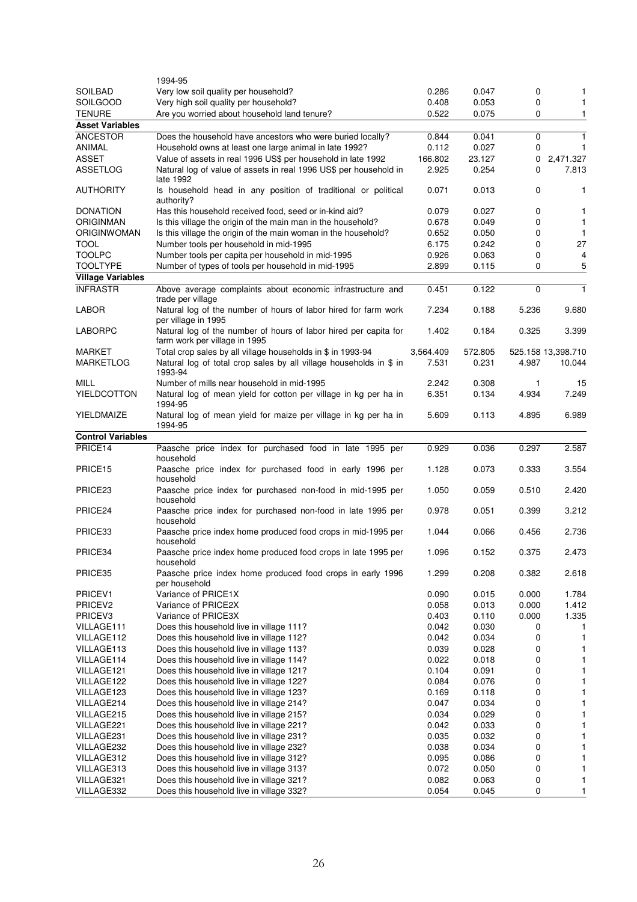| | | | | | |
|---|---|---|---|---|---|
| | 1994-95 | | | | |
| SOILBAD | Very low soil quality per household? | 0.286 | 0.047 | 0 | 1 |
| SOILGOOD | Very high soil quality per household? | 0.408 | 0.053 | 0 | 1 |
| TENURE | Are you worried about household land tenure? | 0.522 | 0.075 | 0 | 1 |
| **Asset Variables** | | | | | |
| ANCESTOR | Does the household have ancestors who were buried locally? | 0.844 | 0.041 | 0 | 1 |
| ANIMAL | Household owns at least one large animal in late 1992? | 0.112 | 0.027 | 0 | 1 |
| ASSET | Value of assets in real 1996 US$ per household in late 1992 | 166.802 | 23.127 | 0 | 2,471.327 |
| ASSETLOG | Natural log of value of assets in real 1996 US$ per household in late 1992 | 2.925 | 0.254 | 0 | 7.813 |
| AUTHORITY | Is household head in any position of traditional or political authority? | 0.071 | 0.013 | 0 | 1 |
| DONATION | Has this household received food, seed or in-kind aid? | 0.079 | 0.027 | 0 | 1 |
| ORIGINMAN | Is this village the origin of the main man in the household? | 0.678 | 0.049 | 0 | 1 |
| ORIGINWOMAN | Is this village the origin of the main woman in the household? | 0.652 | 0.050 | 0 | 1 |
| TOOL | Number tools per household in mid-1995 | 6.175 | 0.242 | 0 | 27 |
| TOOLPC | Number tools per capita per household in mid-1995 | 0.926 | 0.063 | 0 | 4 |
| TOOLTYPE | Number of types of tools per household in mid-1995 | 2.899 | 0.115 | 0 | 5 |
| **Village Variables** | | | | | |
| INFRASTR | Above average complaints about economic infrastructure and trade per village | 0.451 | 0.122 | 0 | 1 |
| LABOR | Natural log of the number of hours of labor hired for farm work per village in 1995 | 7.234 | 0.188 | 5.236 | 9.680 |
| LABORPC | Natural log of the number of hours of labor hired per capita for farm work per village in 1995 | 1.402 | 0.184 | 0.325 | 3.399 |
| MARKET | Total crop sales by all village households in $ in 1993-94 | 3,564.409 | 572.805 | 525.158 | 13,398.710 |
| MARKETLOG | Natural log of total crop sales by all village households in $ in 1993-94 | 7.531 | 0.231 | 4.987 | 10.044 |
| MILL | Number of mills near household in mid-1995 | 2.242 | 0.308 | 1 | 15 |
| YIELDCOTTON | Natural log of mean yield for cotton per village in kg per ha in 1994-95 | 6.351 | 0.134 | 4.934 | 7.249 |
| YIELDMAIZE | Natural log of mean yield for maize per village in kg per ha in 1994-95 | 5.609 | 0.113 | 4.895 | 6.989 |
| **Control Variables** | | | | | |
| PRICE14 | Paasche price index for purchased food in late 1995 per household | 0.929 | 0.036 | 0.297 | 2.587 |
| PRICE15 | Paasche price index for purchased food in early 1996 per household | 1.128 | 0.073 | 0.333 | 3.554 |
| PRICE23 | Paasche price index for purchased non-food in mid-1995 per household | 1.050 | 0.059 | 0.510 | 2.420 |
| PRICE24 | Paasche price index for purchased non-food in late 1995 per household | 0.978 | 0.051 | 0.399 | 3.212 |
| PRICE33 | Paasche price index home produced food crops in mid-1995 per household | 1.044 | 0.066 | 0.456 | 2.736 |
| PRICE34 | Paasche price index home produced food crops in late 1995 per household | 1.096 | 0.152 | 0.375 | 2.473 |
| PRICE35 | Paasche price index home produced food crops in early 1996 per household | 1.299 | 0.208 | 0.382 | 2.618 |
| PRICEV1 | Variance of PRICE1X | 0.090 | 0.015 | 0.000 | 1.784 |
| PRICEV2 | Variance of PRICE2X | 0.058 | 0.013 | 0.000 | 1.412 |
| PRICEV3 | Variance of PRICE3X | 0.403 | 0.110 | 0.000 | 1.335 |
| VILLAGE111 | Does this household live in village 111? | 0.042 | 0.030 | 0 | 1 |
| VILLAGE112 | Does this household live in village 112? | 0.042 | 0.034 | 0 | 1 |
| VILLAGE113 | Does this household live in village 113? | 0.039 | 0.028 | 0 | 1 |
| VILLAGE114 | Does this household live in village 114? | 0.022 | 0.018 | 0 | 1 |
| VILLAGE121 | Does this household live in village 121? | 0.104 | 0.091 | 0 | 1 |
| VILLAGE122 | Does this household live in village 122? | 0.084 | 0.076 | 0 | 1 |
| VILLAGE123 | Does this household live in village 123? | 0.169 | 0.118 | 0 | 1 |
| VILLAGE214 | Does this household live in village 214? | 0.047 | 0.034 | 0 | 1 |
| VILLAGE215 | Does this household live in village 215? | 0.034 | 0.029 | 0 | 1 |
| VILLAGE221 | Does this household live in village 221? | 0.042 | 0.033 | 0 | 1 |
| VILLAGE231 | Does this household live in village 231? | 0.035 | 0.032 | 0 | 1 |
| VILLAGE232 | Does this household live in village 232? | 0.038 | 0.034 | 0 | 1 |
| VILLAGE312 | Does this household live in village 312? | 0.095 | 0.086 | 0 | 1 |
| VILLAGE313 | Does this household live in village 313? | 0.072 | 0.050 | 0 | 1 |
| VILLAGE321 | Does this household live in village 321? | 0.082 | 0.063 | 0 | 1 |
| VILLAGE332 | Does this household live in village 332? | 0.054 | 0.045 | 0 | 1 |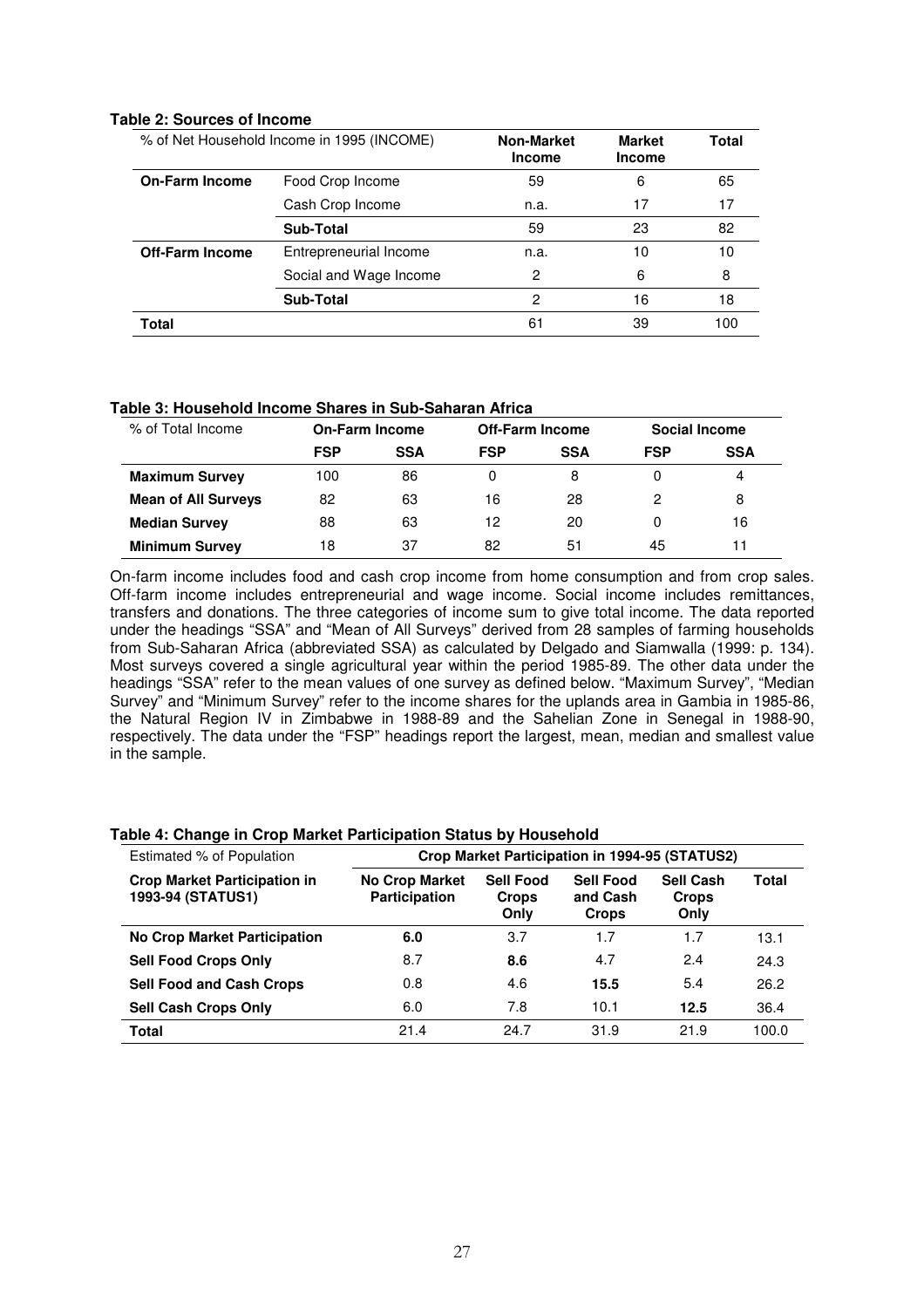**Table 2: Sources of Income**

| % of Net Household Income in 1995 (INCOME) | | Non-Market Income | Market Income | Total |
|---|---|---|---|---|
| **On-Farm Income** | Food Crop Income | 59 | 6 | 65 |
| | Cash Crop Income | n.a. | 17 | 17 |
| | **Sub-Total** | 59 | 23 | 82 |
| **Off-Farm Income** | Entrepreneurial Income | n.a. | 10 | 10 |
| | Social and Wage Income | 2 | 6 | 8 |
| | **Sub-Total** | 2 | 16 | 18 |
| **Total** | | 61 | 39 | 100 |

**Table 3: Household Income Shares in Sub-Saharan Africa**

| % of Total Income | On-Farm Income | | Off-Farm Income | | Social Income | |
|---|---|---|---|---|---|---|
| | **FSP** | **SSA** | **FSP** | **SSA** | **FSP** | **SSA** |
| **Maximum Survey** | 100 | 86 | 0 | 8 | 0 | 4 |
| **Mean of All Surveys** | 82 | 63 | 16 | 28 | 2 | 8 |
| **Median Survey** | 88 | 63 | 12 | 20 | 0 | 16 |
| **Minimum Survey** | 18 | 37 | 82 | 51 | 45 | 11 |

On-farm income includes food and cash crop income from home consumption and from crop sales. Off-farm income includes entrepreneurial and wage income. Social income includes remittances, transfers and donations. The three categories of income sum to give total income. The data reported under the headings "SSA" and "Mean of All Surveys" derived from 28 samples of farming households from Sub-Saharan Africa (abbreviated SSA) as calculated by Delgado and Siamwalla (1999: p. 134). Most surveys covered a single agricultural year within the period 1985-89. The other data under the headings "SSA" refer to the mean values of one survey as defined below. "Maximum Survey", "Median Survey" and "Minimum Survey" refer to the income shares for the uplands area in Gambia in 1985-86, the Natural Region IV in Zimbabwe in 1988-89 and the Sahelian Zone in Senegal in 1988-90, respectively. The data under the "FSP" headings report the largest, mean, median and smallest value in the sample.

**Table 4: Change in Crop Market Participation Status by Household**

| Estimated % of Population | Crop Market Participation in 1994-95 (STATUS2) | | | | |
|---|---|---|---|---|---|
| **Crop Market Participation in 1993-94 (STATUS1)** | **No Crop Market Participation** | **Sell Food Crops Only** | **Sell Food and Cash Crops** | **Sell Cash Crops Only** | **Total** |
| **No Crop Market Participation** | **6.0** | 3.7 | 1.7 | 1.7 | 13.1 |
| **Sell Food Crops Only** | 8.7 | **8.6** | 4.7 | 2.4 | 24.3 |
| **Sell Food and Cash Crops** | 0.8 | 4.6 | **15.5** | 5.4 | 26.2 |
| **Sell Cash Crops Only** | 6.0 | 7.8 | 10.1 | **12.5** | 36.4 |
| **Total** | 21.4 | 24.7 | 31.9 | 21.9 | 100.0 |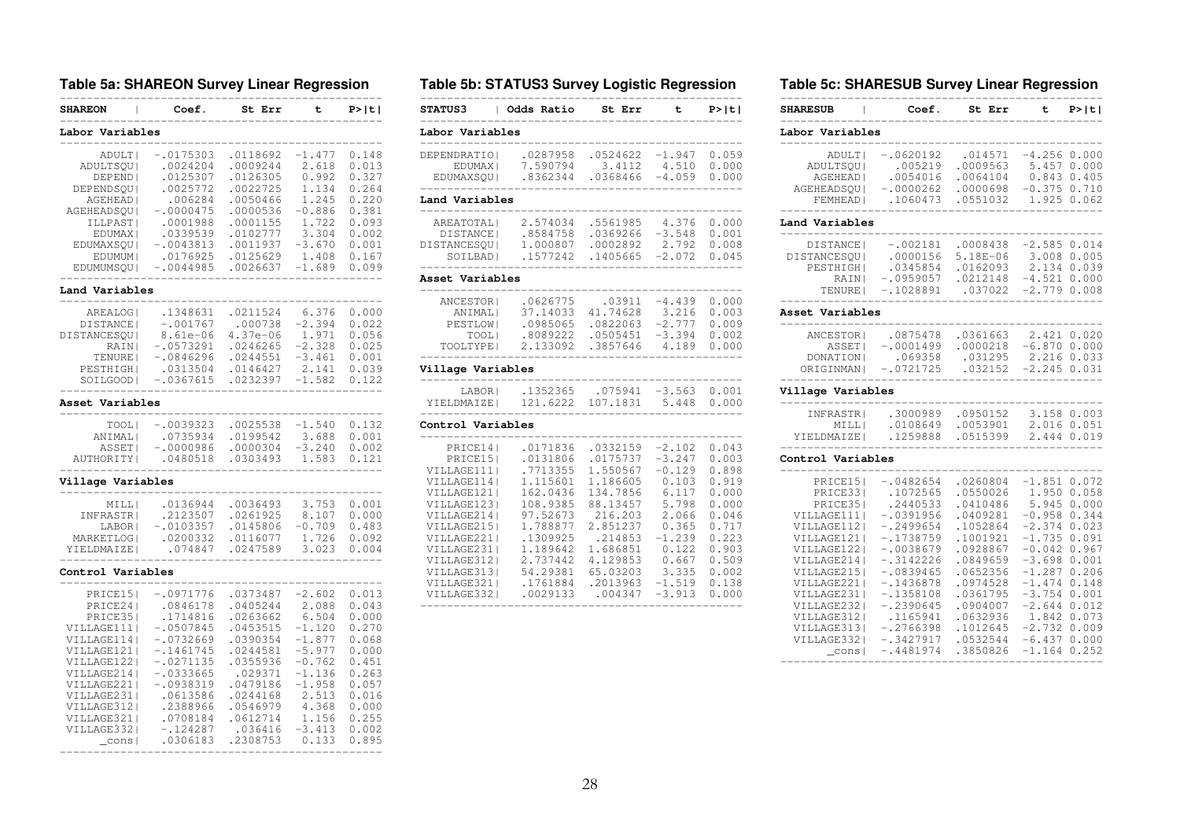### Table 5a: SHAREON Survey Linear Regression

| SHAREON | Coef. | St Err | t | P>\|t\| |
|---|---|---|---|---|
| **Labor Variables** | | | | |
| ADULT | -.0175303 | .0118692 | -1.477 | 0.148 |
| ADULTSQU | .0024204 | .0009244 | 2.618 | 0.013 |
| DEPEND | .0125307 | .0126305 | 0.992 | 0.327 |
| DEPENDSQU | .0025772 | .0022725 | 1.134 | 0.264 |
| AGEHEAD | .006284 | .0050466 | 1.245 | 0.220 |
| AGEHEADSQU | -.0000475 | .0000536 | -0.886 | 0.381 |
| ILLPAST | .0001988 | .0001155 | 1.722 | 0.093 |
| EDUMAX | .0339539 | .0102777 | 3.304 | 0.002 |
| EDUMAXSQU | -.0043813 | .0011937 | -3.670 | 0.001 |
| EDUMUM | .0176925 | .0125629 | 1.408 | 0.167 |
| EDUMUMSQU | -.0044985 | .0026637 | -1.689 | 0.099 |
| **Land Variables** | | | | |
| AREALOG | .1348631 | .0211524 | 6.376 | 0.000 |
| DISTANCE | -.001767 | .000738 | -2.394 | 0.022 |
| DISTANCESQU | 8.61e-06 | 4.37e-06 | 1.971 | 0.056 |
| RAIN | -.0573291 | .0246265 | -2.328 | 0.025 |
| TENURE | -.0846296 | .0244551 | -3.461 | 0.001 |
| PESTHIGH | .0313504 | .0146427 | 2.141 | 0.039 |
| SOILGOOD | -.0367615 | .0232397 | -1.582 | 0.122 |
| **Asset Variables** | | | | |
| TOOL | -.0039323 | .0025538 | -1.540 | 0.132 |
| ANIMAL | .0735934 | .0199542 | 3.688 | 0.001 |
| ASSET | -.0000986 | .0000304 | -3.240 | 0.002 |
| AUTHORITY | .0480518 | .0303493 | 1.583 | 0.121 |
| **Village Variables** | | | | |
| MILL | .0136944 | .0036493 | 3.753 | 0.001 |
| INFRASTR | .2123507 | .0261925 | 8.107 | 0.000 |
| LABOR | -.0103357 | .0145806 | -0.709 | 0.483 |
| MARKETLOG | .0200332 | .0116077 | 1.726 | 0.092 |
| YIELDMAIZE | .074847 | .0247589 | 3.023 | 0.004 |
| **Control Variables** | | | | |
| PRICE15 | -.0971776 | .0373487 | -2.602 | 0.013 |
| PRICE24 | .0846178 | .0405244 | 2.088 | 0.043 |
| PRICE35 | .1714816 | .0263662 | 6.504 | 0.000 |
| VILLAGE111 | -.0507845 | .0453515 | -1.120 | 0.270 |
| VILLAGE114 | -.0732669 | .0390354 | -1.877 | 0.068 |
| VILLAGE121 | -.1461745 | .0244581 | -5.977 | 0.000 |
| VILLAGE122 | -.0271135 | .0355936 | -0.762 | 0.451 |
| VILLAGE214 | -.0333665 | .029371 | -1.136 | 0.263 |
| VILLAGE221 | -.0938319 | .0479186 | -1.958 | 0.057 |
| VILLAGE231 | .0613586 | .0244168 | 2.513 | 0.016 |
| VILLAGE312 | .2388966 | .0546979 | 4.368 | 0.000 |
| VILLAGE321 | .0708184 | .0612714 | 1.156 | 0.255 |
| VILLAGE332 | -.124287 | .036416 | -3.413 | 0.002 |
| _cons | .0306183 | .2308753 | 0.133 | 0.895 |

### Table 5b: STATUS3 Survey Logistic Regression

| STATUS3 | Odds Ratio | St Err | t | P>\|t\| |
|---|---|---|---|---|
| **Labor Variables** | | | | |
| DEPENDRATIO | .0287958 | .0524622 | -1.947 | 0.059 |
| EDUMAX | 7.590794 | 3.4112 | 4.510 | 0.000 |
| EDUMAXSQU | .8362344 | .0368466 | -4.059 | 0.000 |
| **Land Variables** | | | | |
| AREATOTAL | 2.574034 | .5561985 | 4.376 | 0.000 |
| DISTANCE | .8584758 | .0369266 | -3.548 | 0.001 |
| DISTANCESQU | 1.000807 | .0002892 | 2.792 | 0.008 |
| SOILBAD | .1577242 | .1405665 | -2.072 | 0.045 |
| **Asset Variables** | | | | |
| ANCESTOR | .0626775 | .03911 | -4.439 | 0.000 |
| ANIMAL | 37.14033 | 41.74628 | 3.216 | 0.003 |
| PESTLOW | .0985065 | .0822063 | -2.777 | 0.009 |
| TOOL | .8089222 | .0505451 | -3.394 | 0.002 |
| TOOLTYPE | 2.133092 | .3857646 | 4.189 | 0.000 |
| **Village Variables** | | | | |
| LABOR | .1352365 | .075941 | -3.563 | 0.001 |
| YIELDMAIZE | 121.6222 | 107.1831 | 5.448 | 0.000 |
| **Control Variables** | | | | |
| PRICE14 | .0171836 | .0332159 | -2.102 | 0.043 |
| PRICE15 | .0131806 | .0175737 | -3.247 | 0.003 |
| VILLAGE111 | .7713355 | 1.550567 | -0.129 | 0.898 |
| VILLAGE114 | 1.115601 | 1.186605 | 0.103 | 0.919 |
| VILLAGE121 | 162.0436 | 134.7856 | 6.117 | 0.000 |
| VILLAGE123 | 108.9385 | 88.13457 | 5.798 | 0.000 |
| VILLAGE214 | 97.52673 | 216.203 | 2.066 | 0.046 |
| VILLAGE215 | 1.788877 | 2.851237 | 0.365 | 0.717 |
| VILLAGE221 | .1309925 | .214853 | -1.239 | 0.223 |
| VILLAGE231 | 1.189642 | 1.686851 | 0.122 | 0.903 |
| VILLAGE312 | 2.737442 | 4.129853 | 0.667 | 0.509 |
| VILLAGE313 | 54.29381 | 65.03203 | 3.335 | 0.002 |
| VILLAGE321 | .1761884 | .2013963 | -1.519 | 0.138 |
| VILLAGE332 | .0029133 | .004347 | -3.913 | 0.000 |

### Table 5c: SHARESUB Survey Linear Regression

| SHARESUB | Coef. | St Err | t | P>\|t\| |
|---|---|---|---|---|
| **Labor Variables** | | | | |
| ADULT | -.0620192 | .014571 | -4.256 | 0.000 |
| ADULTSQU | .005219 | .0009563 | 5.457 | 0.000 |
| AGEHEAD | .0054016 | .0064104 | 0.843 | 0.405 |
| AGEHEADSQU | -.0000262 | .0000698 | -0.375 | 0.710 |
| FEMHEAD | .1060473 | .0551032 | 1.925 | 0.062 |
| **Land Variables** | | | | |
| DISTANCE | -.002181 | .0008438 | -2.585 | 0.014 |
| DISTANCESQU | .0000156 | 5.18E-06 | 3.008 | 0.005 |
| PESTHIGH | .0345854 | .0162093 | 2.134 | 0.039 |
| RAIN | -.0959057 | .0212148 | -4.521 | 0.000 |
| TENURE | -.1028891 | .037022 | -2.779 | 0.008 |
| **Asset Variables** | | | | |
| ANCESTOR | .0875478 | .0361663 | 2.421 | 0.020 |
| ASSET | -.0001499 | .0000218 | -6.870 | 0.000 |
| DONATION | .069358 | .031295 | 2.216 | 0.033 |
| ORIGINMAN | -.0721725 | .032152 | -2.245 | 0.031 |
| **Village Variables** | | | | |
| INFRASTR | .3000989 | .0950152 | 3.158 | 0.003 |
| MILL | .0108649 | .0053901 | 2.016 | 0.051 |
| YIELDMAIZE | .1259888 | .0515399 | 2.444 | 0.019 |
| **Control Variables** | | | | |
| PRICE15 | -.0482654 | .0260804 | -1.851 | 0.072 |
| PRICE33 | .1072565 | .0550026 | 1.950 | 0.058 |
| PRICE35 | .2440533 | .0410486 | 5.945 | 0.000 |
| VILLAGE111 | -.0391956 | .0409281 | -0.958 | 0.344 |
| VILLAGE112 | -.2499654 | .1052864 | -2.374 | 0.023 |
| VILLAGE121 | -.1738759 | .1001921 | -1.735 | 0.091 |
| VILLAGE122 | -.0038679 | .0928867 | -0.042 | 0.967 |
| VILLAGE214 | -.3142226 | .0849659 | -3.698 | 0.001 |
| VILLAGE215 | -.0839465 | .0652356 | -1.287 | 0.206 |
| VILLAGE221 | -.1436878 | .0974528 | -1.474 | 0.148 |
| VILLAGE231 | -.1358108 | .0361795 | -3.754 | 0.001 |
| VILLAGE232 | -.2390645 | .0904007 | -2.644 | 0.012 |
| VILLAGE312 | .1165941 | .0632936 | 1.842 | 0.073 |
| VILLAGE313 | -.2766398 | .1012645 | -2.732 | 0.009 |
| VILLAGE332 | -.3427917 | .0532544 | -6.437 | 0.000 |
| _cons | -.4481974 | .3850826 | -1.164 | 0.252 |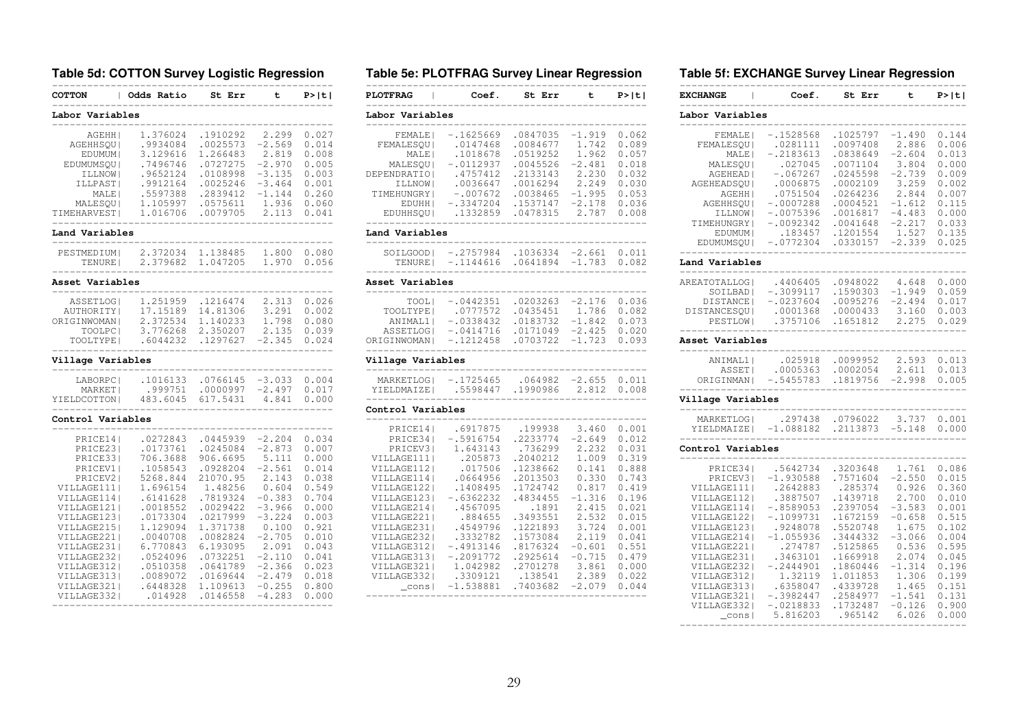## Table 5d: COTTON Survey Logistic Regression

| COTTON | Odds Ratio | St Err | t | P>\|t\| |
|---|---|---|---|---|
| **Labor Variables** | | | | |
| AGEHH | 1.376024 | .1910292 | 2.299 | 0.027 |
| AGEHHSQU | .9934084 | .0025573 | -2.569 | 0.014 |
| EDUMUM | 3.129616 | 1.266483 | 2.819 | 0.008 |
| EDUMUMSQU | .7496746 | .0727275 | -2.970 | 0.005 |
| ILLNOW | .9652124 | .0108998 | -3.135 | 0.003 |
| ILLPAST | .9912164 | .0025246 | -3.464 | 0.001 |
| MALE | .5597388 | .2839412 | -1.144 | 0.260 |
| MALESQU | 1.105997 | .0575611 | 1.936 | 0.060 |
| TIMEHARVEST | 1.016706 | .0079705 | 2.113 | 0.041 |
| **Land Variables** | | | | |
| PESTMEDIUM | 2.372034 | 1.138485 | 1.800 | 0.080 |
| TENURE | 2.379682 | 1.047205 | 1.970 | 0.056 |
| **Asset Variables** | | | | |
| ASSETLOG | 1.251959 | .1216474 | 2.313 | 0.026 |
| AUTHORITY | 17.15189 | 14.81306 | 3.291 | 0.002 |
| ORIGINWOMAN | 2.372534 | 1.140233 | 1.798 | 0.080 |
| TOOLPC | 3.776268 | 2.350207 | 2.135 | 0.039 |
| TOOLTYPE | .6044232 | .1297627 | -2.345 | 0.024 |
| **Village Variables** | | | | |
| LABORPC | .1016133 | .0766145 | -3.033 | 0.004 |
| MARKET | .999751 | .0000997 | -2.497 | 0.017 |
| YIELDCOTTON | 483.6045 | 617.5431 | 4.841 | 0.000 |
| **Control Variables** | | | | |
| PRICE14 | .0272843 | .0445939 | -2.204 | 0.034 |
| PRICE23 | .0173761 | .0245084 | -2.873 | 0.007 |
| PRICE33 | 706.3688 | 906.6695 | 5.111 | 0.000 |
| PRICEV1 | .1058543 | .0928204 | -2.561 | 0.014 |
| PRICEV2 | 5268.844 | 21070.95 | 2.143 | 0.038 |
| VILLAGE111 | 1.696154 | 1.48256 | 0.604 | 0.549 |
| VILLAGE114 | .6141628 | .7819324 | -0.383 | 0.704 |
| VILLAGE121 | .0018552 | .0029422 | -3.966 | 0.000 |
| VILLAGE123 | .0173304 | .0217999 | -3.224 | 0.003 |
| VILLAGE215 | 1.129094 | 1.371738 | 0.100 | 0.921 |
| VILLAGE221 | .0040708 | .0082824 | -2.705 | 0.010 |
| VILLAGE231 | 6.770843 | 6.193095 | 2.091 | 0.043 |
| VILLAGE232 | .0524096 | .0732251 | -2.110 | 0.041 |
| VILLAGE312 | .0510358 | .0641789 | -2.366 | 0.023 |
| VILLAGE313 | .0089072 | .0169644 | -2.479 | 0.018 |
| VILLAGE321 | .6448328 | 1.109613 | -0.255 | 0.800 |
| VILLAGE332 | .014928 | .0146558 | -4.283 | 0.000 |

## Table 5e: PLOTFRAG Survey Linear Regression

| PLOTFRAG | Coef. | St Err | t | P>\|t\| |
|---|---|---|---|---|
| **Labor Variables** | | | | |
| FEMALE | -.1625669 | .0847035 | -1.919 | 0.062 |
| FEMALESQU | .0147468 | .0084677 | 1.742 | 0.089 |
| MALE | .1018678 | .0519252 | 1.962 | 0.057 |
| MALESQU | -.0112937 | .0045526 | -2.481 | 0.018 |
| DEPENDRATIO | .4757412 | .2133143 | 2.230 | 0.032 |
| ILLNOW | .0036647 | .0016294 | 2.249 | 0.030 |
| TIMEHUNGRY | -.007672 | .0038465 | -1.995 | 0.053 |
| EDUHH | -.3347204 | .1537147 | -2.178 | 0.036 |
| EDUHHSQU | .1332859 | .0478315 | 2.787 | 0.008 |
| **Land Variables** | | | | |
| SOILGOOD | -.2757984 | .1036334 | -2.661 | 0.011 |
| TENURE | -.1144616 | .0641894 | -1.783 | 0.082 |
| **Asset Variables** | | | | |
| TOOL | -.0442351 | .0203263 | -2.176 | 0.036 |
| TOOLTYPE | .0777572 | .0435451 | 1.786 | 0.082 |
| ANIMAL1 | -.0338432 | .0183732 | -1.842 | 0.073 |
| ASSETLOG | -.0414716 | .0171049 | -2.425 | 0.020 |
| ORIGINWOMAN | -.1212458 | .0703722 | -1.723 | 0.093 |
| **Village Variables** | | | | |
| MARKETLOG | -.1725465 | .064982 | -2.655 | 0.011 |
| YIELDMAIZE | .5598447 | .1990986 | 2.812 | 0.008 |
| **Control Variables** | | | | |
| PRICE14 | .6917875 | .199938 | 3.460 | 0.001 |
| PRICE34 | -.5916754 | .2233774 | -2.649 | 0.012 |
| PRICEV3 | 1.643143 | .736299 | 2.232 | 0.031 |
| VILLAGE111 | .205873 | .2040212 | 1.009 | 0.319 |
| VILLAGE112 | .017506 | .1238662 | 0.141 | 0.888 |
| VILLAGE114 | .0664956 | .2013503 | 0.330 | 0.743 |
| VILLAGE122 | .1408495 | .1724742 | 0.817 | 0.419 |
| VILLAGE123 | -.6362232 | .4834455 | -1.316 | 0.196 |
| VILLAGE214 | .4567095 | .1891 | 2.415 | 0.021 |
| VILLAGE221 | .884655 | .3493551 | 2.532 | 0.015 |
| VILLAGE231 | .4549796 | .1221893 | 3.724 | 0.001 |
| VILLAGE232 | .3332782 | .1573084 | 2.119 | 0.041 |
| VILLAGE312 | -.4913146 | .8176324 | -0.601 | 0.551 |
| VILLAGE313 | -.2091772 | .2925614 | -0.715 | 0.479 |
| VILLAGE321 | 1.042982 | .2701278 | 3.861 | 0.000 |
| VILLAGE332 | .3309121 | .138541 | 2.389 | 0.022 |
| _cons | -1.538881 | .7403682 | -2.079 | 0.044 |

## Table 5f: EXCHANGE Survey Linear Regression

| EXCHANGE | Coef. | St Err | t | P>\|t\| |
|---|---|---|---|---|
| **Labor Variables** | | | | |
| FEMALE | -.1528568 | .1025797 | -1.490 | 0.144 |
| FEMALESQU | .0281111 | .0097408 | 2.886 | 0.006 |
| MALE | -.2183613 | .0838649 | -2.604 | 0.013 |
| MALESQU | .027045 | .0071104 | 3.804 | 0.000 |
| AGEHEAD | -.067267 | .0245598 | -2.739 | 0.009 |
| AGEHEADSQU | .0006875 | .0002109 | 3.259 | 0.002 |
| AGEHH | .0751504 | .0264236 | 2.844 | 0.007 |
| AGEHHSQU | -.0007288 | .0004521 | -1.612 | 0.115 |
| ILLNOW | -.0075396 | .0016817 | -4.483 | 0.000 |
| TIMEHUNGRY | -.0092342 | .0041648 | -2.217 | 0.033 |
| EDUMUM | .183457 | .1201554 | 1.527 | 0.135 |
| EDUMUMSQU | -.0772304 | .0330157 | -2.339 | 0.025 |
| **Land Variables** | | | | |
| AREATOTALLOG | .4406405 | .0948022 | 4.648 | 0.000 |
| SOILBAD | -.3099117 | .1590303 | -1.949 | 0.059 |
| DISTANCE | -.0237604 | .0095276 | -2.494 | 0.017 |
| DISTANCESQU | .0001368 | .0000433 | 3.160 | 0.003 |
| PESTLOW | .3757106 | .1651812 | 2.275 | 0.029 |
| **Asset Variables** | | | | |
| ANIMAL1 | .025918 | .0099952 | 2.593 | 0.013 |
| ASSET | .0005363 | .0002054 | 2.611 | 0.013 |
| ORIGINMAN | -.5455783 | .1819756 | -2.998 | 0.005 |
| **Village Variables** | | | | |
| MARKETLOG | .297438 | .0796022 | 3.737 | 0.001 |
| YIELDMAIZE | -1.088182 | .2113873 | -5.148 | 0.000 |
| **Control Variables** | | | | |
| PRICE34 | .5642734 | .3203648 | 1.761 | 0.086 |
| PRICEV3 | -1.930588 | .7571604 | -2.550 | 0.015 |
| VILLAGE111 | .2642883 | .285374 | 0.926 | 0.360 |
| VILLAGE112 | .3887507 | .1439718 | 2.700 | 0.010 |
| VILLAGE114 | -.8589053 | .2397054 | -3.583 | 0.001 |
| VILLAGE122 | -.1099731 | .1672159 | -0.658 | 0.515 |
| VILLAGE123 | .9248078 | .5520748 | 1.675 | 0.102 |
| VILLAGE214 | -1.055936 | .3444332 | -3.066 | 0.004 |
| VILLAGE221 | .274787 | .5125865 | 0.536 | 0.595 |
| VILLAGE231 | .3463101 | .1669918 | 2.074 | 0.045 |
| VILLAGE232 | -.2444901 | .1860446 | -1.314 | 0.196 |
| VILLAGE312 | 1.32119 | 1.011853 | 1.306 | 0.199 |
| VILLAGE313 | .6358047 | .4339728 | 1.465 | 0.151 |
| VILLAGE321 | -.3982447 | .2584977 | -1.541 | 0.131 |
| VILLAGE332 | -.0218833 | .1732487 | -0.126 | 0.900 |
| _cons | 5.816203 | .965142 | 6.026 | 0.000 |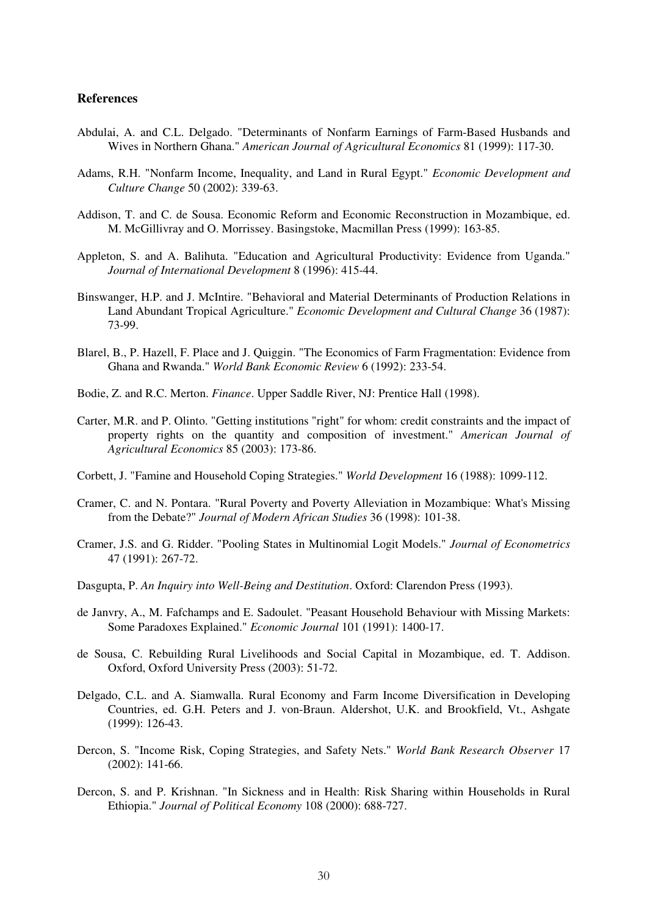## References

Abdulai, A. and C.L. Delgado. "Determinants of Nonfarm Earnings of Farm-Based Husbands and Wives in Northern Ghana." *American Journal of Agricultural Economics* 81 (1999): 117-30.

Adams, R.H. "Nonfarm Income, Inequality, and Land in Rural Egypt." *Economic Development and Culture Change* 50 (2002): 339-63.

Addison, T. and C. de Sousa. Economic Reform and Economic Reconstruction in Mozambique, ed. M. McGillivray and O. Morrissey. Basingstoke, Macmillan Press (1999): 163-85.

Appleton, S. and A. Balihuta. "Education and Agricultural Productivity: Evidence from Uganda." *Journal of International Development* 8 (1996): 415-44.

Binswanger, H.P. and J. McIntire. "Behavioral and Material Determinants of Production Relations in Land Abundant Tropical Agriculture." *Economic Development and Cultural Change* 36 (1987): 73-99.

Blarel, B., P. Hazell, F. Place and J. Quiggin. "The Economics of Farm Fragmentation: Evidence from Ghana and Rwanda." *World Bank Economic Review* 6 (1992): 233-54.

Bodie, Z. and R.C. Merton. *Finance*. Upper Saddle River, NJ: Prentice Hall (1998).

Carter, M.R. and P. Olinto. "Getting institutions "right" for whom: credit constraints and the impact of property rights on the quantity and composition of investment." *American Journal of Agricultural Economics* 85 (2003): 173-86.

Corbett, J. "Famine and Household Coping Strategies." *World Development* 16 (1988): 1099-112.

Cramer, C. and N. Pontara. "Rural Poverty and Poverty Alleviation in Mozambique: What's Missing from the Debate?" *Journal of Modern African Studies* 36 (1998): 101-38.

Cramer, J.S. and G. Ridder. "Pooling States in Multinomial Logit Models." *Journal of Econometrics* 47 (1991): 267-72.

Dasgupta, P. *An Inquiry into Well-Being and Destitution*. Oxford: Clarendon Press (1993).

de Janvry, A., M. Fafchamps and E. Sadoulet. "Peasant Household Behaviour with Missing Markets: Some Paradoxes Explained." *Economic Journal* 101 (1991): 1400-17.

de Sousa, C. Rebuilding Rural Livelihoods and Social Capital in Mozambique, ed. T. Addison. Oxford, Oxford University Press (2003): 51-72.

Delgado, C.L. and A. Siamwalla. Rural Economy and Farm Income Diversification in Developing Countries, ed. G.H. Peters and J. von-Braun. Aldershot, U.K. and Brookfield, Vt., Ashgate (1999): 126-43.

Dercon, S. "Income Risk, Coping Strategies, and Safety Nets." *World Bank Research Observer* 17 (2002): 141-66.

Dercon, S. and P. Krishnan. "In Sickness and in Health: Risk Sharing within Households in Rural Ethiopia." *Journal of Political Economy* 108 (2000): 688-727.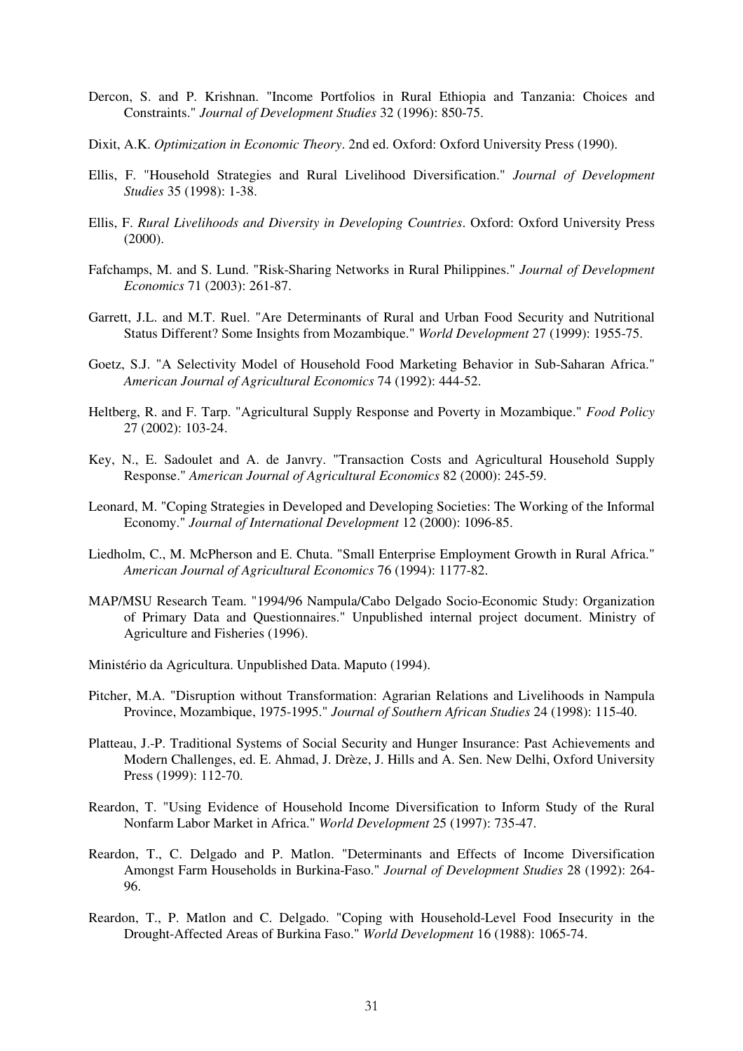Dercon, S. and P. Krishnan. "Income Portfolios in Rural Ethiopia and Tanzania: Choices and Constraints." *Journal of Development Studies* 32 (1996): 850-75.

Dixit, A.K. *Optimization in Economic Theory*. 2nd ed. Oxford: Oxford University Press (1990).

Ellis, F. "Household Strategies and Rural Livelihood Diversification." *Journal of Development Studies* 35 (1998): 1-38.

Ellis, F. *Rural Livelihoods and Diversity in Developing Countries*. Oxford: Oxford University Press (2000).

Fafchamps, M. and S. Lund. "Risk-Sharing Networks in Rural Philippines." *Journal of Development Economics* 71 (2003): 261-87.

Garrett, J.L. and M.T. Ruel. "Are Determinants of Rural and Urban Food Security and Nutritional Status Different? Some Insights from Mozambique." *World Development* 27 (1999): 1955-75.

Goetz, S.J. "A Selectivity Model of Household Food Marketing Behavior in Sub-Saharan Africa." *American Journal of Agricultural Economics* 74 (1992): 444-52.

Heltberg, R. and F. Tarp. "Agricultural Supply Response and Poverty in Mozambique." *Food Policy* 27 (2002): 103-24.

Key, N., E. Sadoulet and A. de Janvry. "Transaction Costs and Agricultural Household Supply Response." *American Journal of Agricultural Economics* 82 (2000): 245-59.

Leonard, M. "Coping Strategies in Developed and Developing Societies: The Working of the Informal Economy." *Journal of International Development* 12 (2000): 1096-85.

Liedholm, C., M. McPherson and E. Chuta. "Small Enterprise Employment Growth in Rural Africa." *American Journal of Agricultural Economics* 76 (1994): 1177-82.

MAP/MSU Research Team. "1994/96 Nampula/Cabo Delgado Socio-Economic Study: Organization of Primary Data and Questionnaires." Unpublished internal project document. Ministry of Agriculture and Fisheries (1996).

Ministério da Agricultura. Unpublished Data. Maputo (1994).

Pitcher, M.A. "Disruption without Transformation: Agrarian Relations and Livelihoods in Nampula Province, Mozambique, 1975-1995." *Journal of Southern African Studies* 24 (1998): 115-40.

Platteau, J.-P. Traditional Systems of Social Security and Hunger Insurance: Past Achievements and Modern Challenges, ed. E. Ahmad, J. Drèze, J. Hills and A. Sen. New Delhi, Oxford University Press (1999): 112-70.

Reardon, T. "Using Evidence of Household Income Diversification to Inform Study of the Rural Nonfarm Labor Market in Africa." *World Development* 25 (1997): 735-47.

Reardon, T., C. Delgado and P. Matlon. "Determinants and Effects of Income Diversification Amongst Farm Households in Burkina-Faso." *Journal of Development Studies* 28 (1992): 264-96.

Reardon, T., P. Matlon and C. Delgado. "Coping with Household-Level Food Insecurity in the Drought-Affected Areas of Burkina Faso." *World Development* 16 (1988): 1065-74.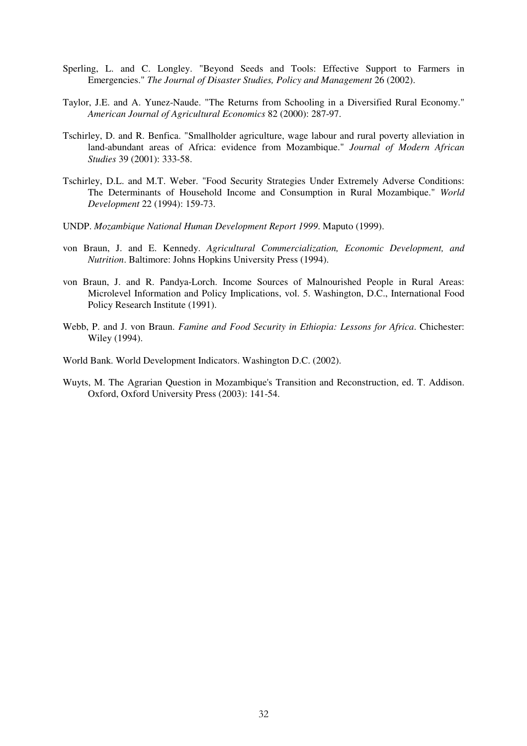Sperling, L. and C. Longley. "Beyond Seeds and Tools: Effective Support to Farmers in Emergencies." *The Journal of Disaster Studies, Policy and Management* 26 (2002).

Taylor, J.E. and A. Yunez-Naude. "The Returns from Schooling in a Diversified Rural Economy." *American Journal of Agricultural Economics* 82 (2000): 287-97.

Tschirley, D. and R. Benfica. "Smallholder agriculture, wage labour and rural poverty alleviation in land-abundant areas of Africa: evidence from Mozambique." *Journal of Modern African Studies* 39 (2001): 333-58.

Tschirley, D.L. and M.T. Weber. "Food Security Strategies Under Extremely Adverse Conditions: The Determinants of Household Income and Consumption in Rural Mozambique." *World Development* 22 (1994): 159-73.

UNDP. *Mozambique National Human Development Report 1999*. Maputo (1999).

von Braun, J. and E. Kennedy. *Agricultural Commercialization, Economic Development, and Nutrition*. Baltimore: Johns Hopkins University Press (1994).

von Braun, J. and R. Pandya-Lorch. Income Sources of Malnourished People in Rural Areas: Microlevel Information and Policy Implications, vol. 5. Washington, D.C., International Food Policy Research Institute (1991).

Webb, P. and J. von Braun. *Famine and Food Security in Ethiopia: Lessons for Africa*. Chichester: Wiley (1994).

World Bank. World Development Indicators. Washington D.C. (2002).

Wuyts, M. The Agrarian Question in Mozambique's Transition and Reconstruction, ed. T. Addison. Oxford, Oxford University Press (2003): 141-54.